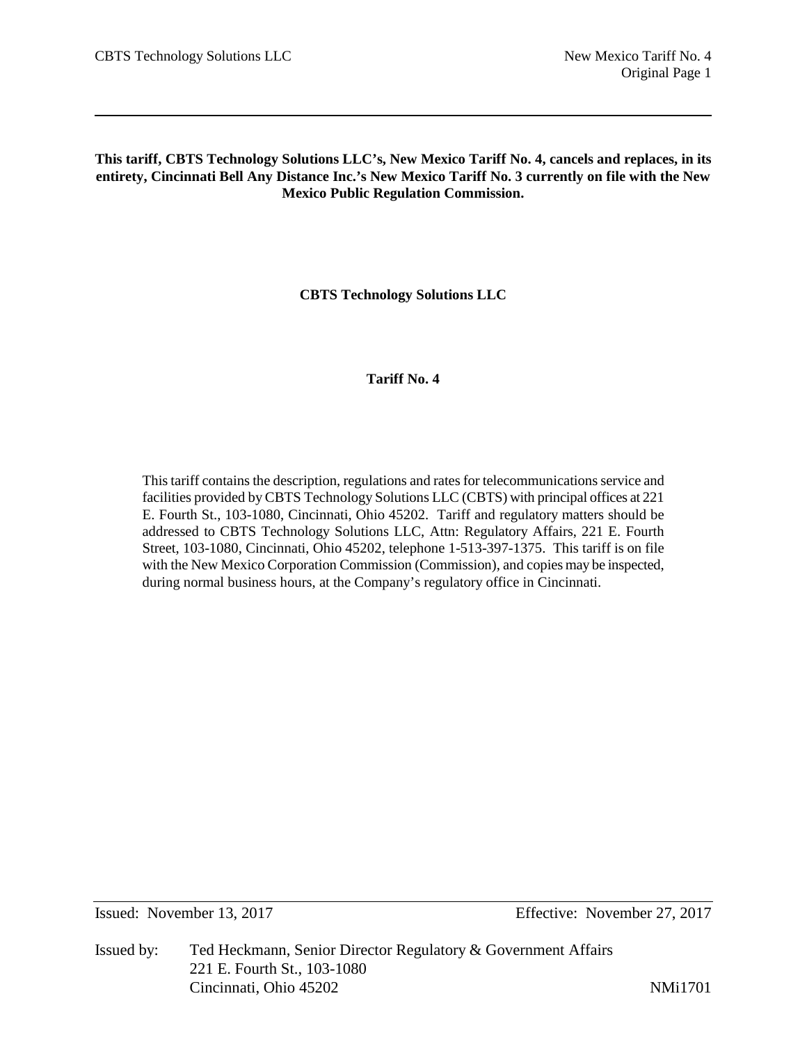**This tariff, CBTS Technology Solutions LLC's, New Mexico Tariff No. 4, cancels and replaces, in its entirety, Cincinnati Bell Any Distance Inc.'s New Mexico Tariff No. 3 currently on file with the New Mexico Public Regulation Commission.**

# CBTS Technology Solutions LLC

## Tariff No. 4

This tariff contains the description, regulations and rates for telecommunications service and facilities provided by CBTS Technology Solutions LLC (CBTS) with principal offices at 221 E. Fourth St., 103-1080, Cincinnati, Ohio 45202. Tariff and regulatory matters should be addressed to CBTS Technology Solutions LLC, Attn: Regulatory Affairs, 221 E. Fourth Street, 103-1080, Cincinnati, Ohio 45202, telephone 1-513-397-1375. This tariff is on file with the New Mexico Corporation Commission (Commission), and copies may be inspected, during normal business hours, at the Company's regulatory office in Cincinnati.

Issued: November 13, 2017    Effective: November 27, 2017

Issued by: Ted Heckmann, Senior Director Regulatory & Government Affairs
221 E. Fourth St., 103-1080
Cincinnati, Ohio 45202    NMi1701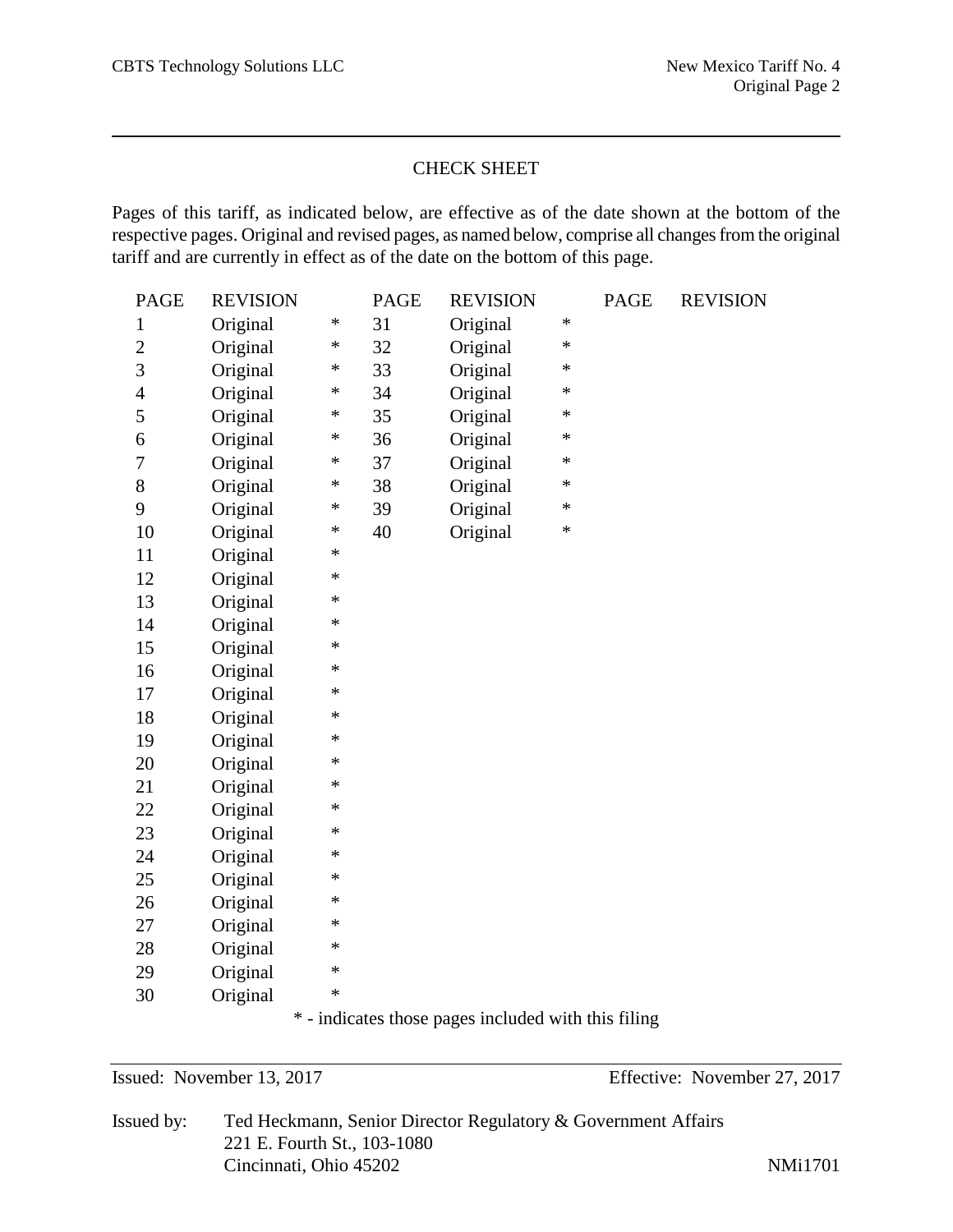## CHECK SHEET

Pages of this tariff, as indicated below, are effective as of the date shown at the bottom of the respective pages. Original and revised pages, as named below, comprise all changes from the original tariff and are currently in effect as of the date on the bottom of this page.

| PAGE | REVISION | | PAGE | REVISION | | PAGE | REVISION |
|---|---|---|---|---|---|---|---|
| 1 | Original | * | 31 | Original | * | | |
| 2 | Original | * | 32 | Original | * | | |
| 3 | Original | * | 33 | Original | * | | |
| 4 | Original | * | 34 | Original | * | | |
| 5 | Original | * | 35 | Original | * | | |
| 6 | Original | * | 36 | Original | * | | |
| 7 | Original | * | 37 | Original | * | | |
| 8 | Original | * | 38 | Original | * | | |
| 9 | Original | * | 39 | Original | * | | |
| 10 | Original | * | 40 | Original | * | | |
| 11 | Original | * | | | | | |
| 12 | Original | * | | | | | |
| 13 | Original | * | | | | | |
| 14 | Original | * | | | | | |
| 15 | Original | * | | | | | |
| 16 | Original | * | | | | | |
| 17 | Original | * | | | | | |
| 18 | Original | * | | | | | |
| 19 | Original | * | | | | | |
| 20 | Original | * | | | | | |
| 21 | Original | * | | | | | |
| 22 | Original | * | | | | | |
| 23 | Original | * | | | | | |
| 24 | Original | * | | | | | |
| 25 | Original | * | | | | | |
| 26 | Original | * | | | | | |
| 27 | Original | * | | | | | |
| 28 | Original | * | | | | | |
| 29 | Original | * | | | | | |
| 30 | Original | * | | | | | |

* - indicates those pages included with this filing

Issued: November 13, 2017

Effective: November 27, 2017

Issued by: Ted Heckmann, Senior Director Regulatory & Government Affairs
221 E. Fourth St., 103-1080
Cincinnati, Ohio 45202

NMi1701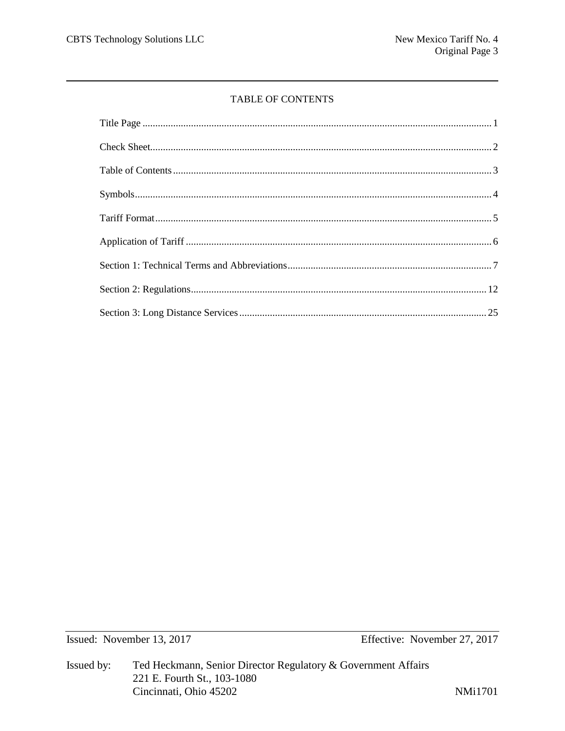# TABLE OF CONTENTS

| | |
|---|---|
| Title Page | 1 |
| Check Sheet | 2 |
| Table of Contents | 3 |
| Symbols | 4 |
| Tariff Format | 5 |
| Application of Tariff | 6 |
| Section 1: Technical Terms and Abbreviations | 7 |
| Section 2: Regulations | 12 |
| Section 3: Long Distance Services | 25 |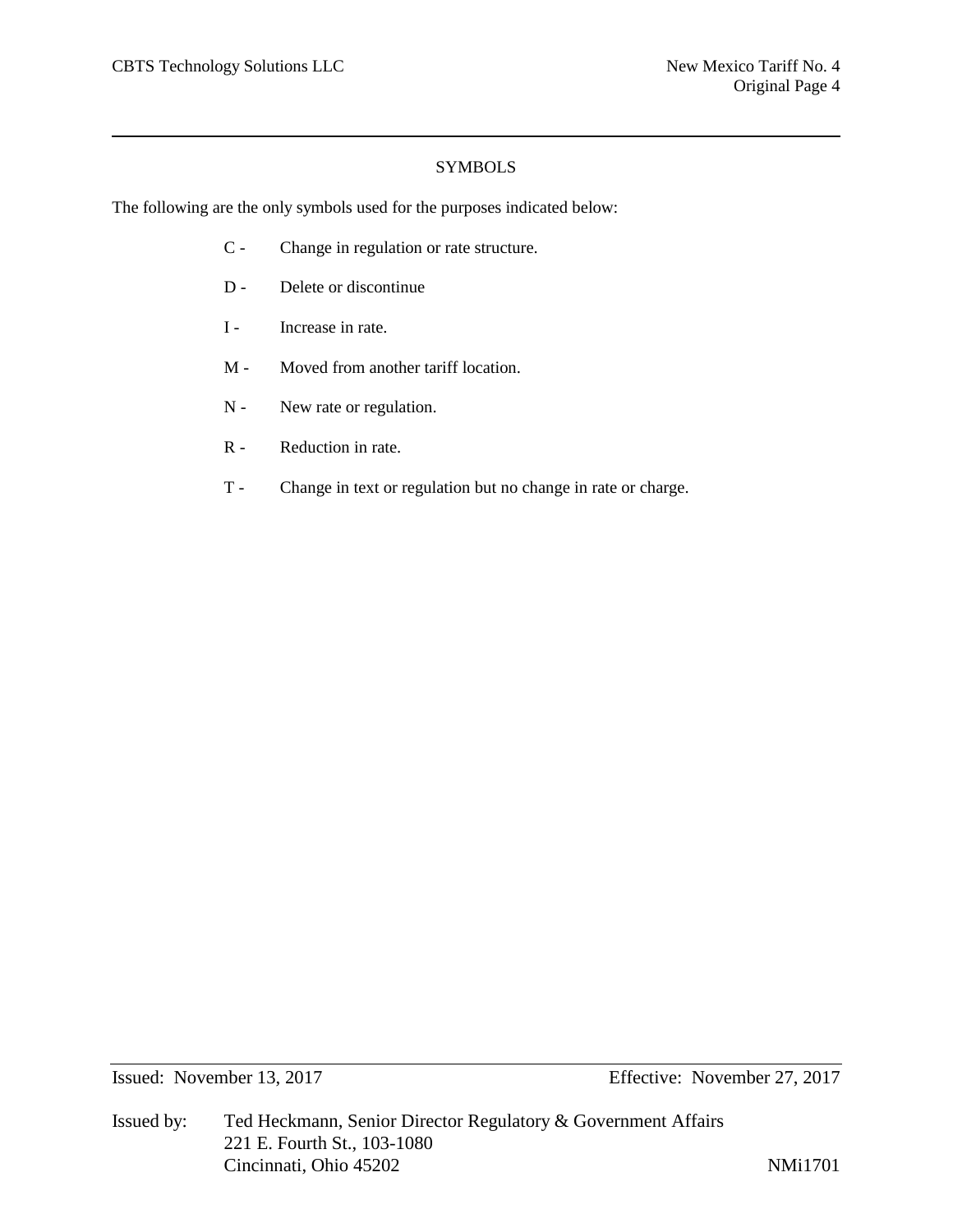## SYMBOLS

The following are the only symbols used for the purposes indicated below:

- C - Change in regulation or rate structure.
- D - Delete or discontinue
- I - Increase in rate.
- M - Moved from another tariff location.
- N - New rate or regulation.
- R - Reduction in rate.
- T - Change in text or regulation but no change in rate or charge.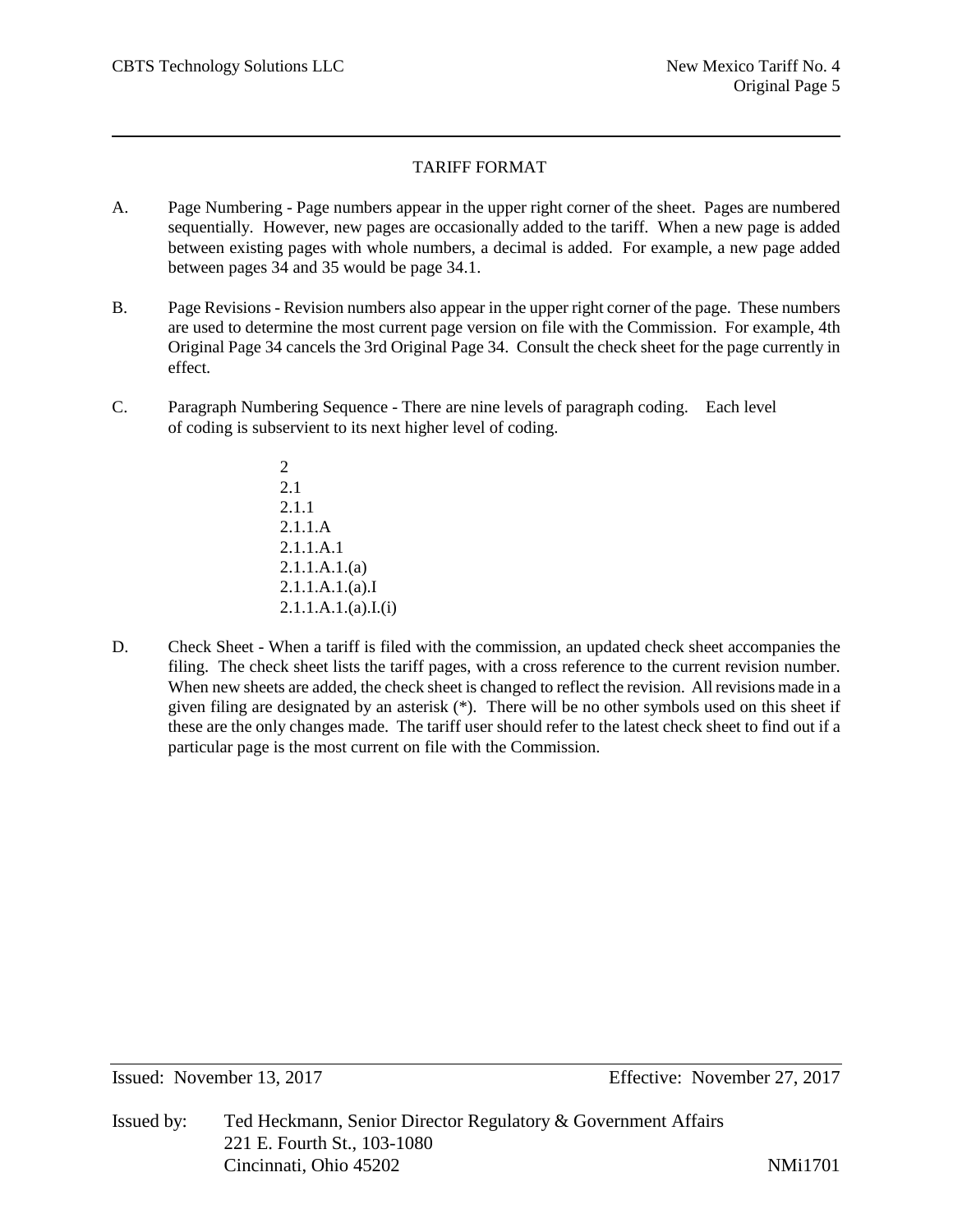## TARIFF FORMAT

A. Page Numbering - Page numbers appear in the upper right corner of the sheet. Pages are numbered sequentially. However, new pages are occasionally added to the tariff. When a new page is added between existing pages with whole numbers, a decimal is added. For example, a new page added between pages 34 and 35 would be page 34.1.

B. Page Revisions - Revision numbers also appear in the upper right corner of the page. These numbers are used to determine the most current page version on file with the Commission. For example, 4th Original Page 34 cancels the 3rd Original Page 34. Consult the check sheet for the page currently in effect.

C. Paragraph Numbering Sequence - There are nine levels of paragraph coding. Each level of coding is subservient to its next higher level of coding.

    2
    2.1
    2.1.1
    2.1.1.A
    2.1.1.A.1
    2.1.1.A.1.(a)
    2.1.1.A.1.(a).I
    2.1.1.A.1.(a).I.(i)

D. Check Sheet - When a tariff is filed with the commission, an updated check sheet accompanies the filing. The check sheet lists the tariff pages, with a cross reference to the current revision number. When new sheets are added, the check sheet is changed to reflect the revision. All revisions made in a given filing are designated by an asterisk (*). There will be no other symbols used on this sheet if these are the only changes made. The tariff user should refer to the latest check sheet to find out if a particular page is the most current on file with the Commission.

Issued: November 13, 2017 Effective: November 27, 2017

Issued by: Ted Heckmann, Senior Director Regulatory & Government Affairs
221 E. Fourth St., 103-1080
Cincinnati, Ohio 45202 NMi1701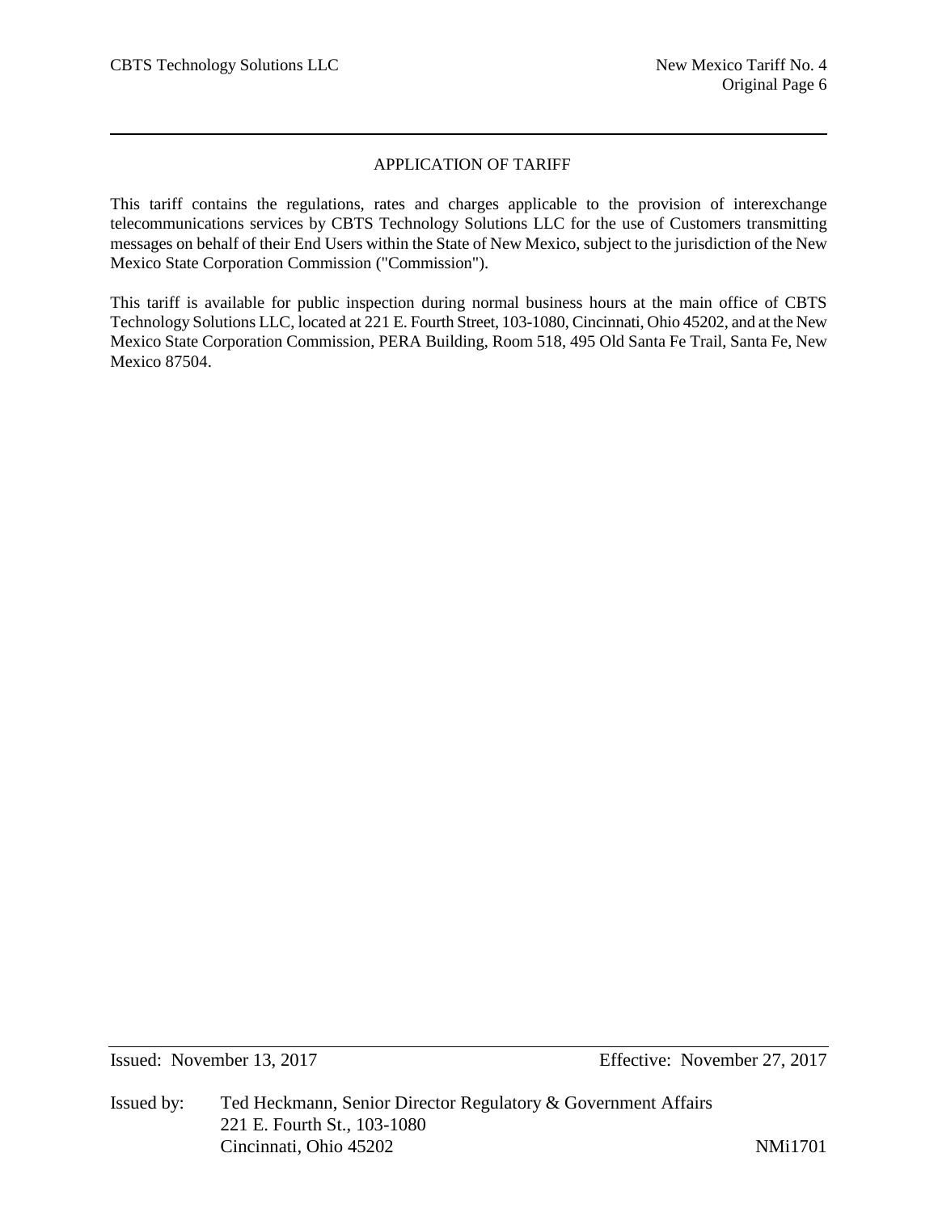## APPLICATION OF TARIFF

This tariff contains the regulations, rates and charges applicable to the provision of interexchange telecommunications services by CBTS Technology Solutions LLC for the use of Customers transmitting messages on behalf of their End Users within the State of New Mexico, subject to the jurisdiction of the New Mexico State Corporation Commission ("Commission").

This tariff is available for public inspection during normal business hours at the main office of CBTS Technology Solutions LLC, located at 221 E. Fourth Street, 103-1080, Cincinnati, Ohio 45202, and at the New Mexico State Corporation Commission, PERA Building, Room 518, 495 Old Santa Fe Trail, Santa Fe, New Mexico 87504.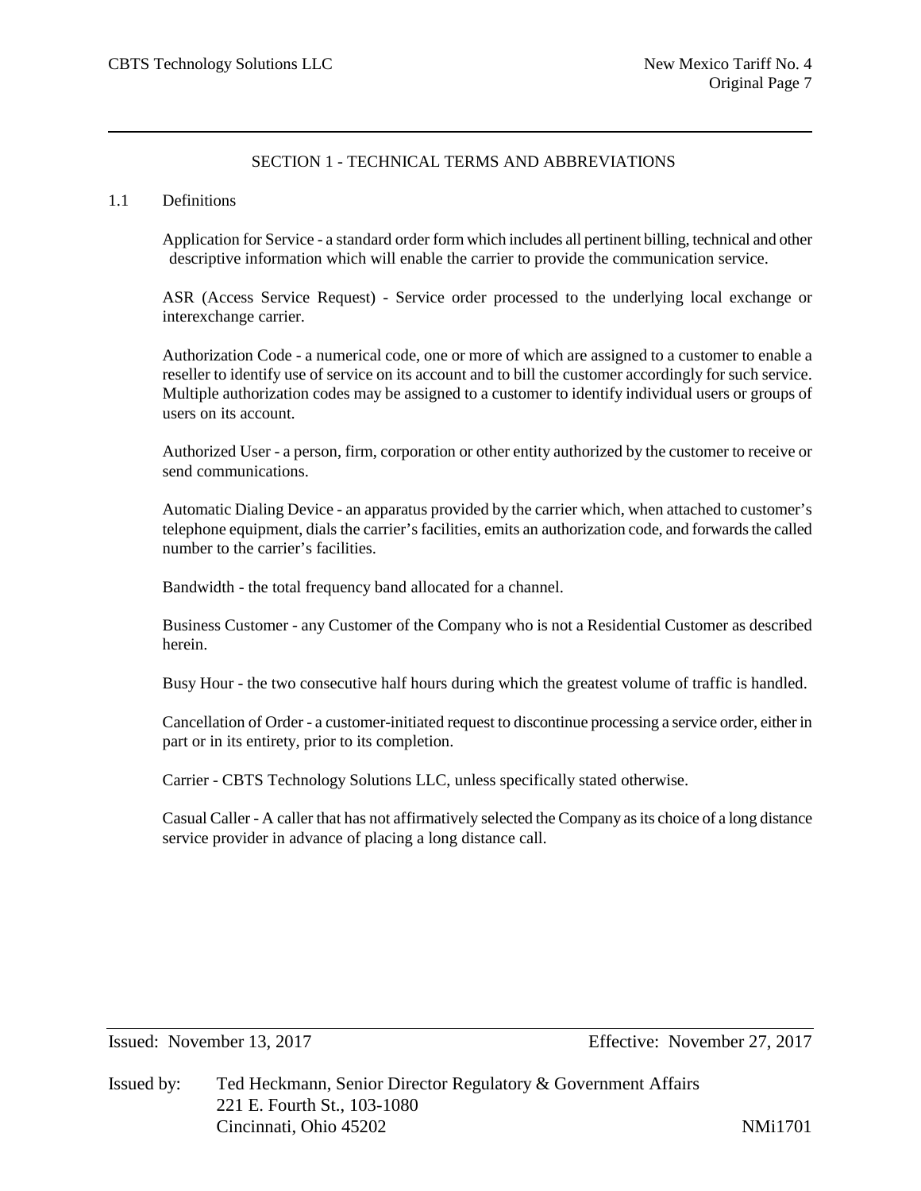## SECTION 1 - TECHNICAL TERMS AND ABBREVIATIONS

1.1 Definitions

Application for Service - a standard order form which includes all pertinent billing, technical and other descriptive information which will enable the carrier to provide the communication service.

ASR (Access Service Request) - Service order processed to the underlying local exchange or interexchange carrier.

Authorization Code - a numerical code, one or more of which are assigned to a customer to enable a reseller to identify use of service on its account and to bill the customer accordingly for such service. Multiple authorization codes may be assigned to a customer to identify individual users or groups of users on its account.

Authorized User - a person, firm, corporation or other entity authorized by the customer to receive or send communications.

Automatic Dialing Device - an apparatus provided by the carrier which, when attached to customer's telephone equipment, dials the carrier's facilities, emits an authorization code, and forwards the called number to the carrier's facilities.

Bandwidth - the total frequency band allocated for a channel.

Business Customer - any Customer of the Company who is not a Residential Customer as described herein.

Busy Hour - the two consecutive half hours during which the greatest volume of traffic is handled.

Cancellation of Order - a customer-initiated request to discontinue processing a service order, either in part or in its entirety, prior to its completion.

Carrier - CBTS Technology Solutions LLC, unless specifically stated otherwise.

Casual Caller - A caller that has not affirmatively selected the Company as its choice of a long distance service provider in advance of placing a long distance call.

Issued: November 13, 2017 Effective: November 27, 2017

Issued by: Ted Heckmann, Senior Director Regulatory & Government Affairs
221 E. Fourth St., 103-1080
Cincinnati, Ohio 45202 NMi1701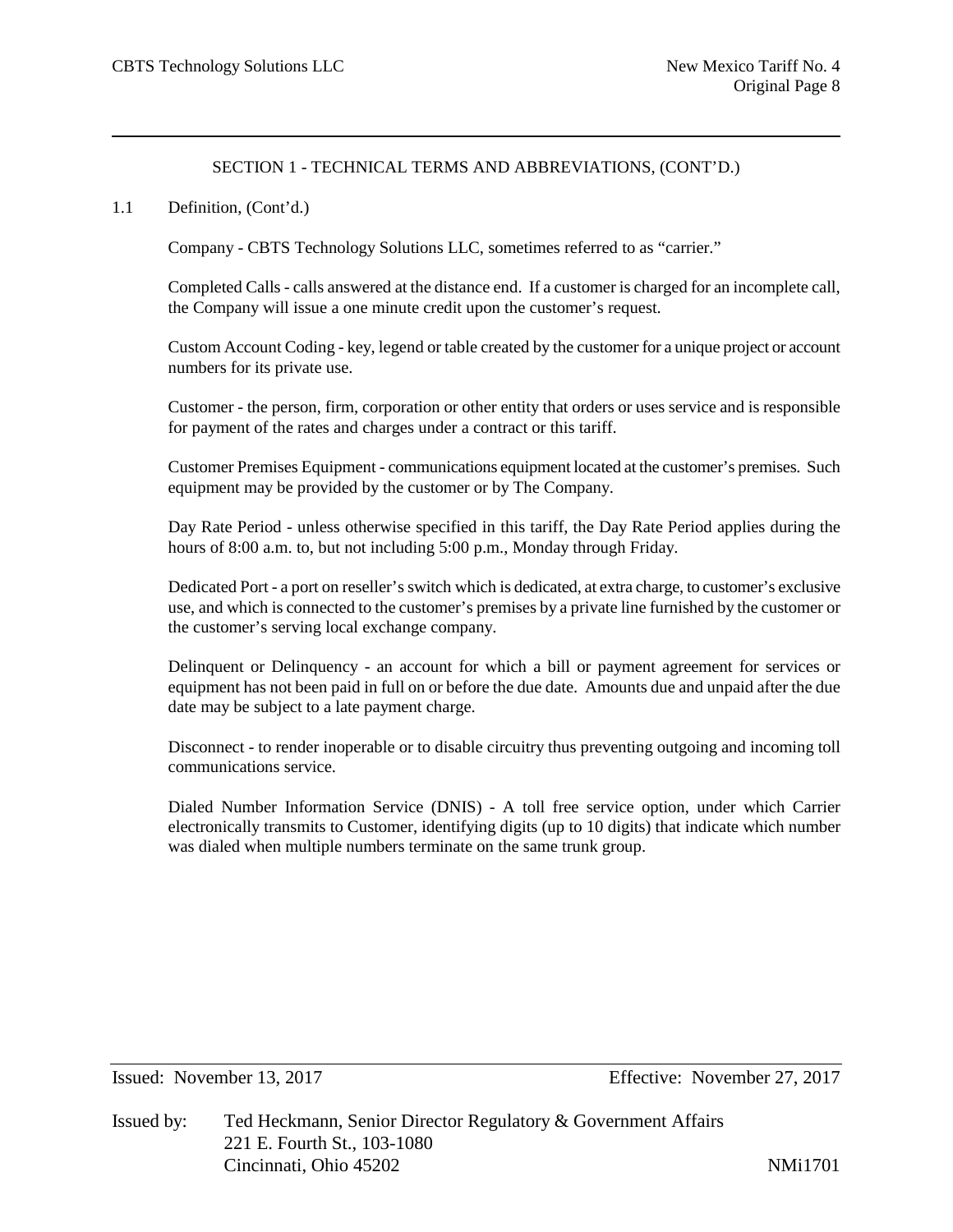## SECTION 1 - TECHNICAL TERMS AND ABBREVIATIONS, (CONT'D.)

1.1 Definition, (Cont'd.)

Company - CBTS Technology Solutions LLC, sometimes referred to as "carrier."

Completed Calls - calls answered at the distance end. If a customer is charged for an incomplete call, the Company will issue a one minute credit upon the customer's request.

Custom Account Coding - key, legend or table created by the customer for a unique project or account numbers for its private use.

Customer - the person, firm, corporation or other entity that orders or uses service and is responsible for payment of the rates and charges under a contract or this tariff.

Customer Premises Equipment - communications equipment located at the customer's premises. Such equipment may be provided by the customer or by The Company.

Day Rate Period - unless otherwise specified in this tariff, the Day Rate Period applies during the hours of 8:00 a.m. to, but not including 5:00 p.m., Monday through Friday.

Dedicated Port - a port on reseller's switch which is dedicated, at extra charge, to customer's exclusive use, and which is connected to the customer's premises by a private line furnished by the customer or the customer's serving local exchange company.

Delinquent or Delinquency - an account for which a bill or payment agreement for services or equipment has not been paid in full on or before the due date. Amounts due and unpaid after the due date may be subject to a late payment charge.

Disconnect - to render inoperable or to disable circuitry thus preventing outgoing and incoming toll communications service.

Dialed Number Information Service (DNIS) - A toll free service option, under which Carrier electronically transmits to Customer, identifying digits (up to 10 digits) that indicate which number was dialed when multiple numbers terminate on the same trunk group.

Issued: November 13, 2017 Effective: November 27, 2017

Issued by: Ted Heckmann, Senior Director Regulatory & Government Affairs
221 E. Fourth St., 103-1080
Cincinnati, Ohio 45202 NMi1701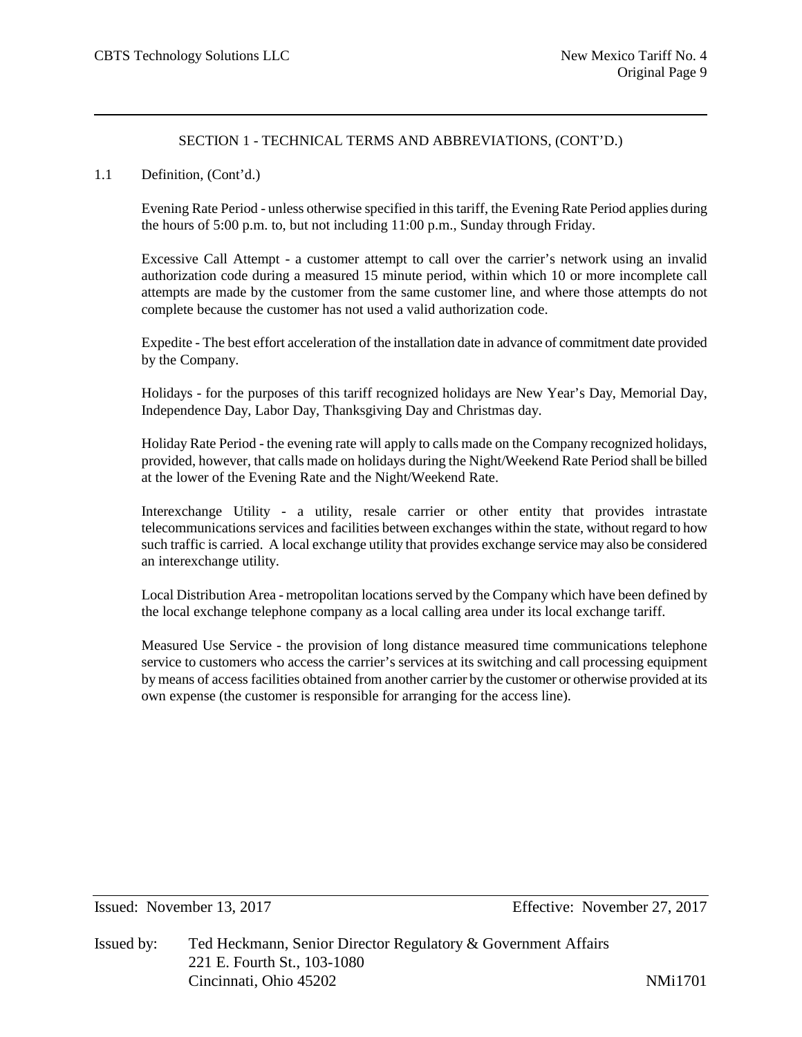SECTION 1 - TECHNICAL TERMS AND ABBREVIATIONS, (CONT'D.)

1.1 Definition, (Cont'd.)

Evening Rate Period - unless otherwise specified in this tariff, the Evening Rate Period applies during the hours of 5:00 p.m. to, but not including 11:00 p.m., Sunday through Friday.

Excessive Call Attempt - a customer attempt to call over the carrier's network using an invalid authorization code during a measured 15 minute period, within which 10 or more incomplete call attempts are made by the customer from the same customer line, and where those attempts do not complete because the customer has not used a valid authorization code.

Expedite - The best effort acceleration of the installation date in advance of commitment date provided by the Company.

Holidays - for the purposes of this tariff recognized holidays are New Year's Day, Memorial Day, Independence Day, Labor Day, Thanksgiving Day and Christmas day.

Holiday Rate Period - the evening rate will apply to calls made on the Company recognized holidays, provided, however, that calls made on holidays during the Night/Weekend Rate Period shall be billed at the lower of the Evening Rate and the Night/Weekend Rate.

Interexchange Utility - a utility, resale carrier or other entity that provides intrastate telecommunications services and facilities between exchanges within the state, without regard to how such traffic is carried. A local exchange utility that provides exchange service may also be considered an interexchange utility.

Local Distribution Area - metropolitan locations served by the Company which have been defined by the local exchange telephone company as a local calling area under its local exchange tariff.

Measured Use Service - the provision of long distance measured time communications telephone service to customers who access the carrier's services at its switching and call processing equipment by means of access facilities obtained from another carrier by the customer or otherwise provided at its own expense (the customer is responsible for arranging for the access line).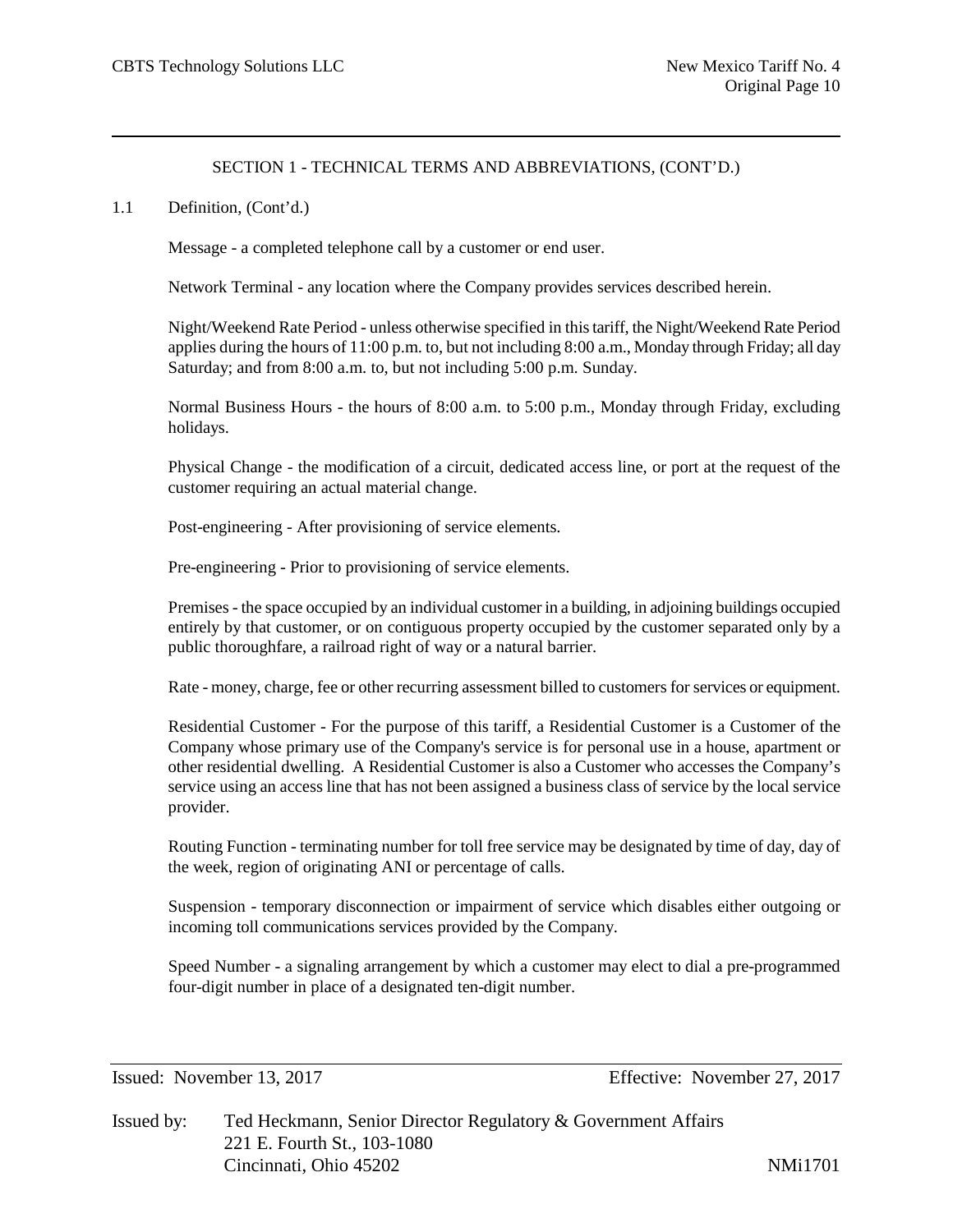SECTION 1 - TECHNICAL TERMS AND ABBREVIATIONS, (CONT'D.)

1.1 Definition, (Cont'd.)

Message - a completed telephone call by a customer or end user.

Network Terminal - any location where the Company provides services described herein.

Night/Weekend Rate Period - unless otherwise specified in this tariff, the Night/Weekend Rate Period applies during the hours of 11:00 p.m. to, but not including 8:00 a.m., Monday through Friday; all day Saturday; and from 8:00 a.m. to, but not including 5:00 p.m. Sunday.

Normal Business Hours - the hours of 8:00 a.m. to 5:00 p.m., Monday through Friday, excluding holidays.

Physical Change - the modification of a circuit, dedicated access line, or port at the request of the customer requiring an actual material change.

Post-engineering - After provisioning of service elements.

Pre-engineering - Prior to provisioning of service elements.

Premises - the space occupied by an individual customer in a building, in adjoining buildings occupied entirely by that customer, or on contiguous property occupied by the customer separated only by a public thoroughfare, a railroad right of way or a natural barrier.

Rate - money, charge, fee or other recurring assessment billed to customers for services or equipment.

Residential Customer - For the purpose of this tariff, a Residential Customer is a Customer of the Company whose primary use of the Company's service is for personal use in a house, apartment or other residential dwelling. A Residential Customer is also a Customer who accesses the Company's service using an access line that has not been assigned a business class of service by the local service provider.

Routing Function - terminating number for toll free service may be designated by time of day, day of the week, region of originating ANI or percentage of calls.

Suspension - temporary disconnection or impairment of service which disables either outgoing or incoming toll communications services provided by the Company.

Speed Number - a signaling arrangement by which a customer may elect to dial a pre-programmed four-digit number in place of a designated ten-digit number.

Issued: November 13, 2017 Effective: November 27, 2017

Issued by: Ted Heckmann, Senior Director Regulatory & Government Affairs
221 E. Fourth St., 103-1080
Cincinnati, Ohio 45202 NMi1701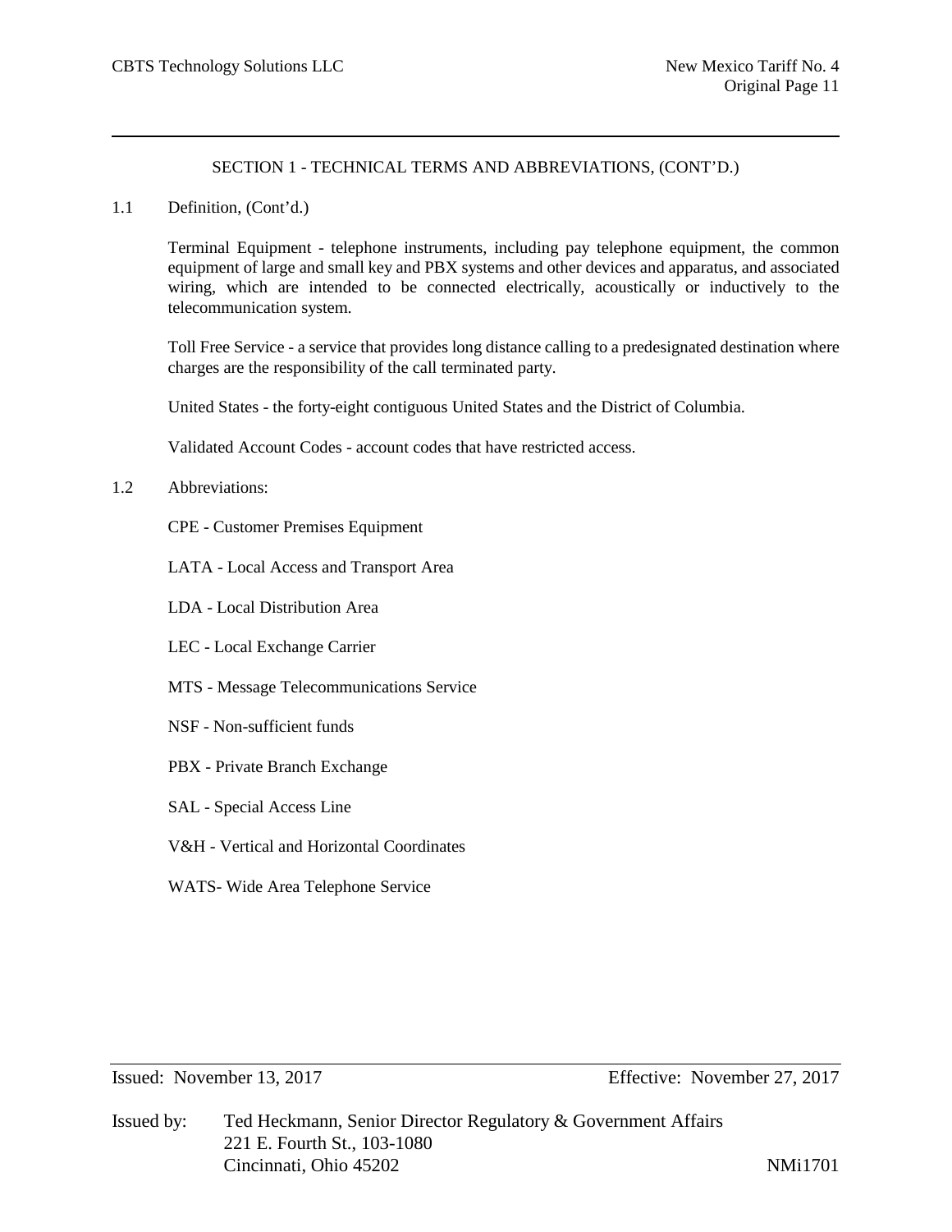## SECTION 1 - TECHNICAL TERMS AND ABBREVIATIONS, (CONT'D.)

1.1 Definition, (Cont'd.)

Terminal Equipment - telephone instruments, including pay telephone equipment, the common equipment of large and small key and PBX systems and other devices and apparatus, and associated wiring, which are intended to be connected electrically, acoustically or inductively to the telecommunication system.

Toll Free Service - a service that provides long distance calling to a predesignated destination where charges are the responsibility of the call terminated party.

United States - the forty-eight contiguous United States and the District of Columbia.

Validated Account Codes - account codes that have restricted access.

1.2 Abbreviations:

CPE - Customer Premises Equipment

LATA - Local Access and Transport Area

LDA - Local Distribution Area

LEC - Local Exchange Carrier

MTS - Message Telecommunications Service

NSF - Non-sufficient funds

PBX - Private Branch Exchange

SAL - Special Access Line

V&H - Vertical and Horizontal Coordinates

WATS- Wide Area Telephone Service

Issued: November 13, 2017 Effective: November 27, 2017

Issued by: Ted Heckmann, Senior Director Regulatory & Government Affairs
221 E. Fourth St., 103-1080
Cincinnati, Ohio 45202 NMi1701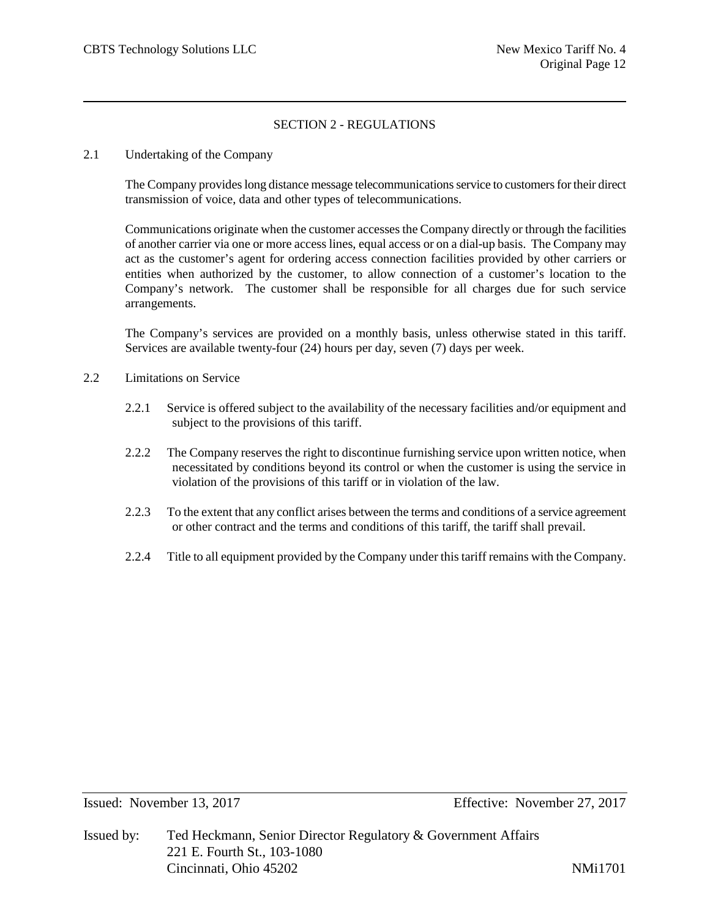## SECTION 2 - REGULATIONS

### 2.1 Undertaking of the Company

The Company provides long distance message telecommunications service to customers for their direct transmission of voice, data and other types of telecommunications.

Communications originate when the customer accesses the Company directly or through the facilities of another carrier via one or more access lines, equal access or on a dial-up basis. The Company may act as the customer's agent for ordering access connection facilities provided by other carriers or entities when authorized by the customer, to allow connection of a customer's location to the Company's network. The customer shall be responsible for all charges due for such service arrangements.

The Company's services are provided on a monthly basis, unless otherwise stated in this tariff. Services are available twenty-four (24) hours per day, seven (7) days per week.

### 2.2 Limitations on Service

2.2.1 Service is offered subject to the availability of the necessary facilities and/or equipment and subject to the provisions of this tariff.

2.2.2 The Company reserves the right to discontinue furnishing service upon written notice, when necessitated by conditions beyond its control or when the customer is using the service in violation of the provisions of this tariff or in violation of the law.

2.2.3 To the extent that any conflict arises between the terms and conditions of a service agreement or other contract and the terms and conditions of this tariff, the tariff shall prevail.

2.2.4 Title to all equipment provided by the Company under this tariff remains with the Company.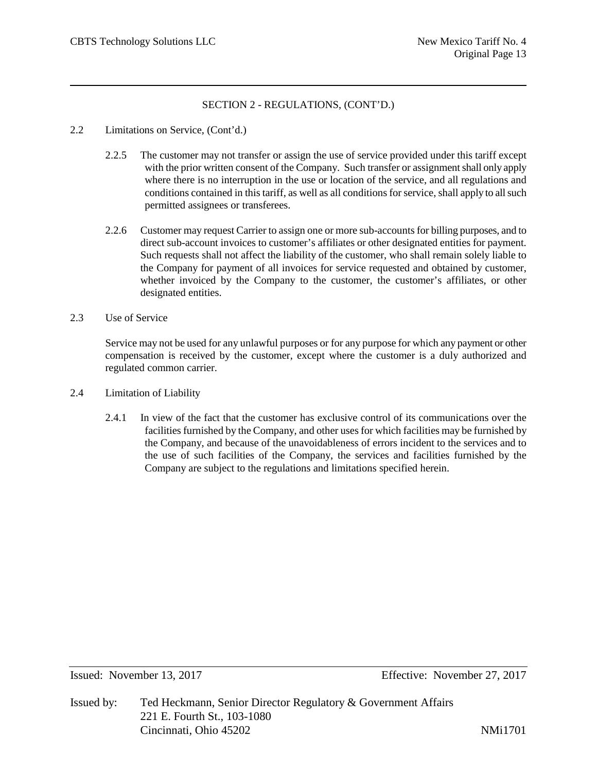SECTION 2 - REGULATIONS, (CONT'D.)

2.2 Limitations on Service, (Cont'd.)

2.2.5 The customer may not transfer or assign the use of service provided under this tariff except with the prior written consent of the Company. Such transfer or assignment shall only apply where there is no interruption in the use or location of the service, and all regulations and conditions contained in this tariff, as well as all conditions for service, shall apply to all such permitted assignees or transferees.

2.2.6 Customer may request Carrier to assign one or more sub-accounts for billing purposes, and to direct sub-account invoices to customer's affiliates or other designated entities for payment. Such requests shall not affect the liability of the customer, who shall remain solely liable to the Company for payment of all invoices for service requested and obtained by customer, whether invoiced by the Company to the customer, the customer's affiliates, or other designated entities.

2.3 Use of Service

Service may not be used for any unlawful purposes or for any purpose for which any payment or other compensation is received by the customer, except where the customer is a duly authorized and regulated common carrier.

2.4 Limitation of Liability

2.4.1 In view of the fact that the customer has exclusive control of its communications over the facilities furnished by the Company, and other uses for which facilities may be furnished by the Company, and because of the unavoidableness of errors incident to the services and to the use of such facilities of the Company, the services and facilities furnished by the Company are subject to the regulations and limitations specified herein.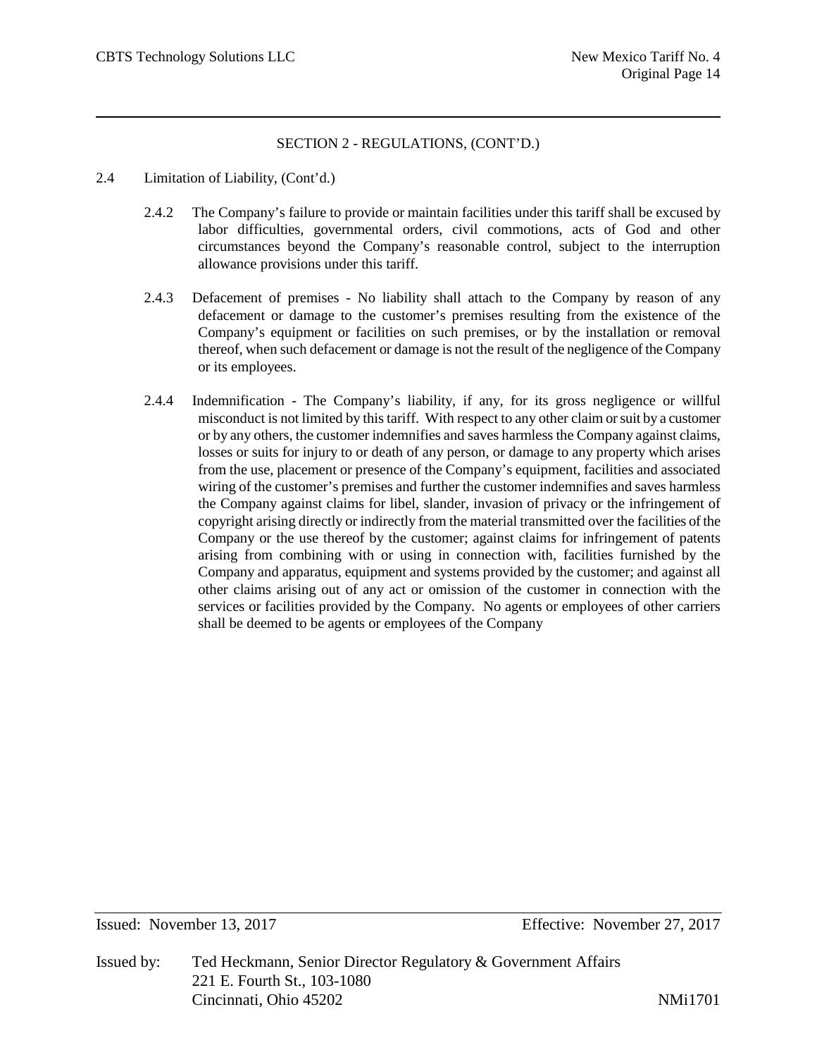SECTION 2 - REGULATIONS, (CONT'D.)

2.4 Limitation of Liability, (Cont'd.)

2.4.2 The Company's failure to provide or maintain facilities under this tariff shall be excused by labor difficulties, governmental orders, civil commotions, acts of God and other circumstances beyond the Company's reasonable control, subject to the interruption allowance provisions under this tariff.

2.4.3 Defacement of premises - No liability shall attach to the Company by reason of any defacement or damage to the customer's premises resulting from the existence of the Company's equipment or facilities on such premises, or by the installation or removal thereof, when such defacement or damage is not the result of the negligence of the Company or its employees.

2.4.4 Indemnification - The Company's liability, if any, for its gross negligence or willful misconduct is not limited by this tariff. With respect to any other claim or suit by a customer or by any others, the customer indemnifies and saves harmless the Company against claims, losses or suits for injury to or death of any person, or damage to any property which arises from the use, placement or presence of the Company's equipment, facilities and associated wiring of the customer's premises and further the customer indemnifies and saves harmless the Company against claims for libel, slander, invasion of privacy or the infringement of copyright arising directly or indirectly from the material transmitted over the facilities of the Company or the use thereof by the customer; against claims for infringement of patents arising from combining with or using in connection with, facilities furnished by the Company and apparatus, equipment and systems provided by the customer; and against all other claims arising out of any act or omission of the customer in connection with the services or facilities provided by the Company. No agents or employees of other carriers shall be deemed to be agents or employees of the Company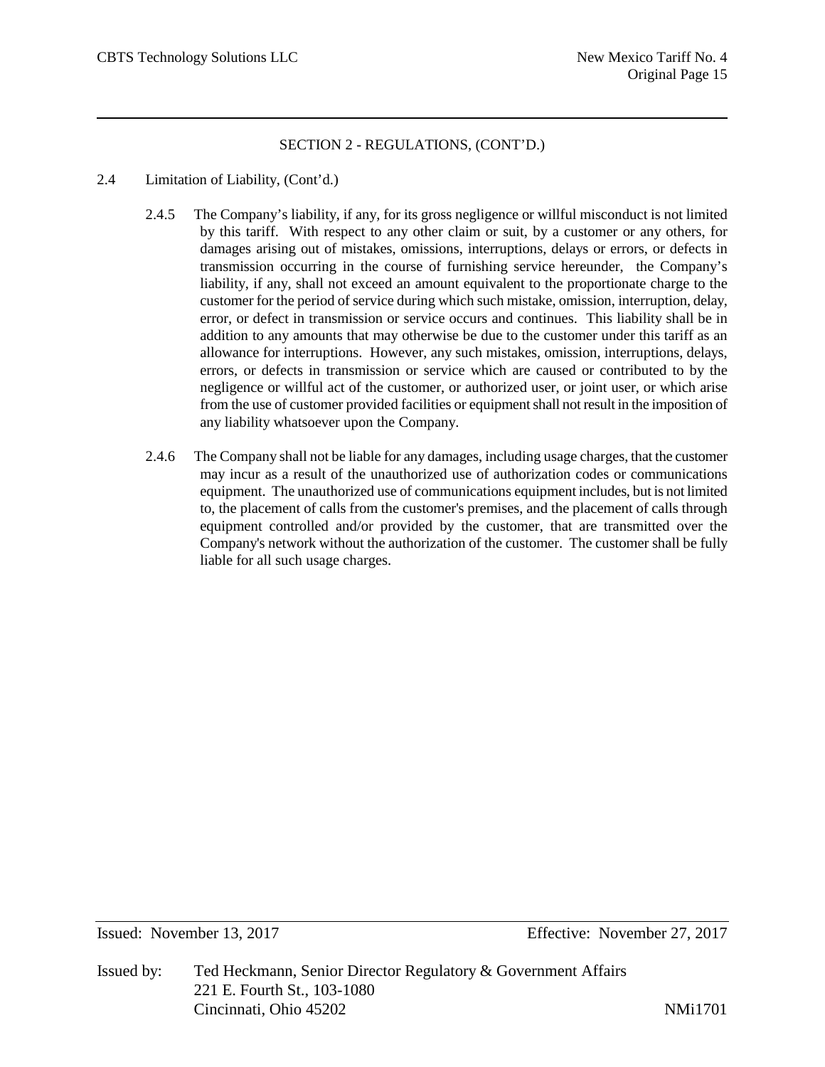## SECTION 2 - REGULATIONS, (CONT'D.)

2.4 Limitation of Liability, (Cont'd.)

2.4.5 The Company's liability, if any, for its gross negligence or willful misconduct is not limited by this tariff. With respect to any other claim or suit, by a customer or any others, for damages arising out of mistakes, omissions, interruptions, delays or errors, or defects in transmission occurring in the course of furnishing service hereunder, the Company's liability, if any, shall not exceed an amount equivalent to the proportionate charge to the customer for the period of service during which such mistake, omission, interruption, delay, error, or defect in transmission or service occurs and continues. This liability shall be in addition to any amounts that may otherwise be due to the customer under this tariff as an allowance for interruptions. However, any such mistakes, omission, interruptions, delays, errors, or defects in transmission or service which are caused or contributed to by the negligence or willful act of the customer, or authorized user, or joint user, or which arise from the use of customer provided facilities or equipment shall not result in the imposition of any liability whatsoever upon the Company.

2.4.6 The Company shall not be liable for any damages, including usage charges, that the customer may incur as a result of the unauthorized use of authorization codes or communications equipment. The unauthorized use of communications equipment includes, but is not limited to, the placement of calls from the customer's premises, and the placement of calls through equipment controlled and/or provided by the customer, that are transmitted over the Company's network without the authorization of the customer. The customer shall be fully liable for all such usage charges.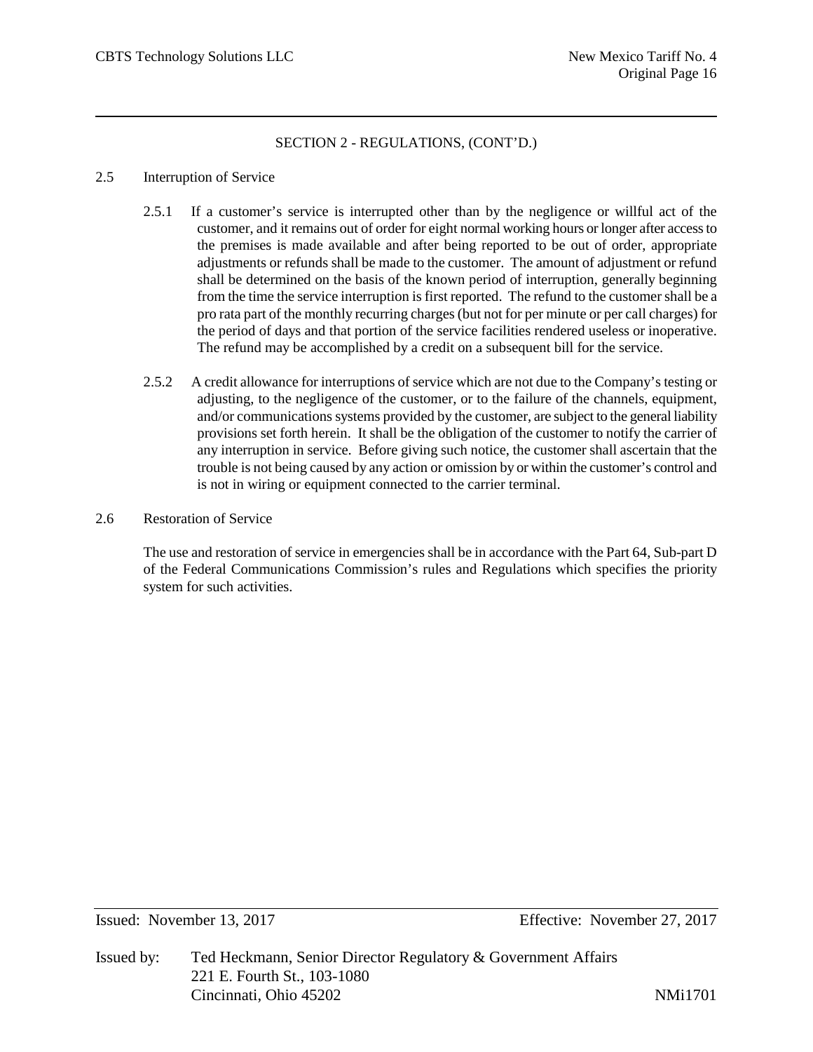SECTION 2 - REGULATIONS, (CONT'D.)

2.5 Interruption of Service

2.5.1 If a customer's service is interrupted other than by the negligence or willful act of the customer, and it remains out of order for eight normal working hours or longer after access to the premises is made available and after being reported to be out of order, appropriate adjustments or refunds shall be made to the customer. The amount of adjustment or refund shall be determined on the basis of the known period of interruption, generally beginning from the time the service interruption is first reported. The refund to the customer shall be a pro rata part of the monthly recurring charges (but not for per minute or per call charges) for the period of days and that portion of the service facilities rendered useless or inoperative. The refund may be accomplished by a credit on a subsequent bill for the service.

2.5.2 A credit allowance for interruptions of service which are not due to the Company's testing or adjusting, to the negligence of the customer, or to the failure of the channels, equipment, and/or communications systems provided by the customer, are subject to the general liability provisions set forth herein. It shall be the obligation of the customer to notify the carrier of any interruption in service. Before giving such notice, the customer shall ascertain that the trouble is not being caused by any action or omission by or within the customer's control and is not in wiring or equipment connected to the carrier terminal.

2.6 Restoration of Service

The use and restoration of service in emergencies shall be in accordance with the Part 64, Sub-part D of the Federal Communications Commission's rules and Regulations which specifies the priority system for such activities.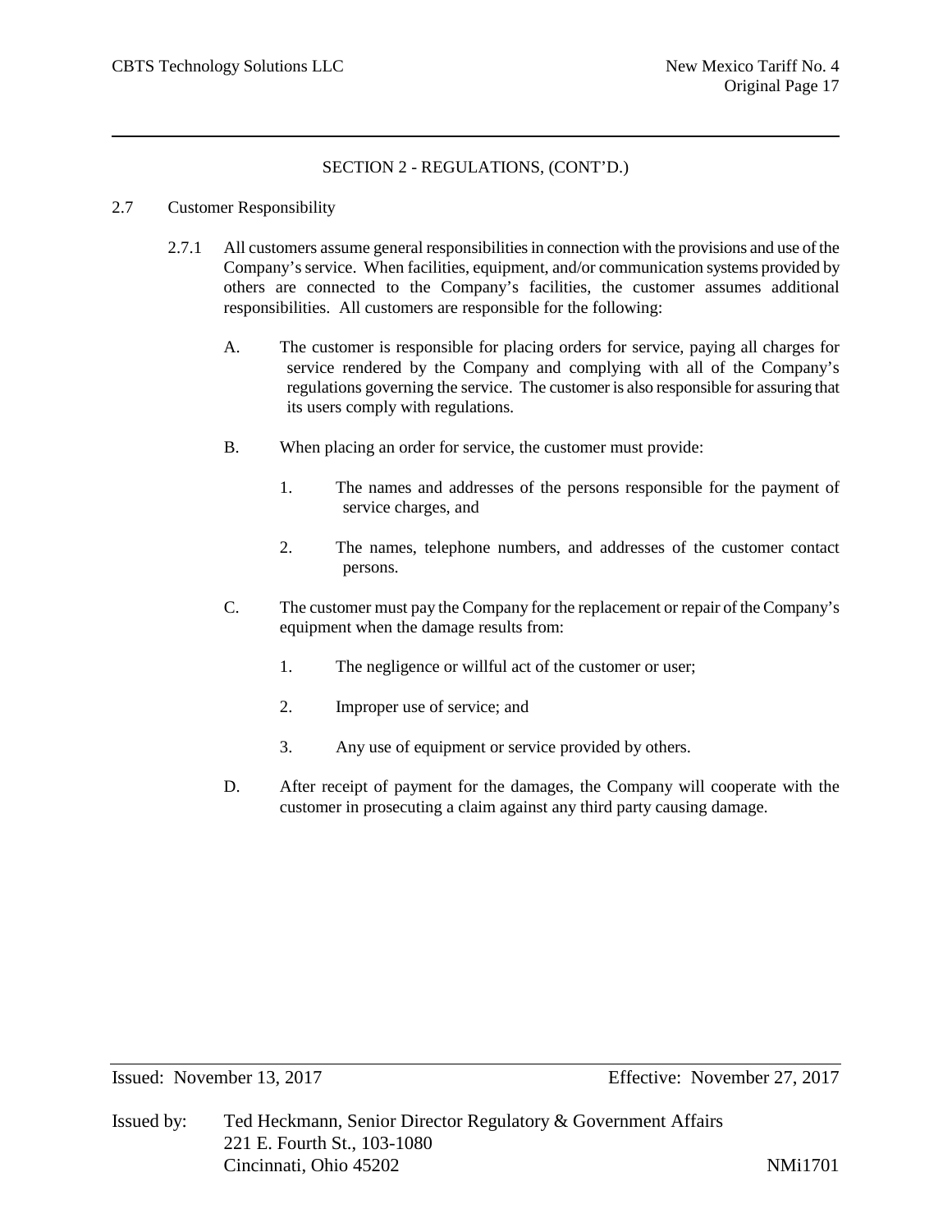## SECTION 2 - REGULATIONS, (CONT'D.)

### 2.7 Customer Responsibility

2.7.1 All customers assume general responsibilities in connection with the provisions and use of the Company's service. When facilities, equipment, and/or communication systems provided by others are connected to the Company's facilities, the customer assumes additional responsibilities. All customers are responsible for the following:

A. The customer is responsible for placing orders for service, paying all charges for service rendered by the Company and complying with all of the Company's regulations governing the service. The customer is also responsible for assuring that its users comply with regulations.

B. When placing an order for service, the customer must provide:

1. The names and addresses of the persons responsible for the payment of service charges, and

2. The names, telephone numbers, and addresses of the customer contact persons.

C. The customer must pay the Company for the replacement or repair of the Company's equipment when the damage results from:

1. The negligence or willful act of the customer or user;

2. Improper use of service; and

3. Any use of equipment or service provided by others.

D. After receipt of payment for the damages, the Company will cooperate with the customer in prosecuting a claim against any third party causing damage.

Issued: November 13, 2017 Effective: November 27, 2017

Issued by: Ted Heckmann, Senior Director Regulatory & Government Affairs
221 E. Fourth St., 103-1080
Cincinnati, Ohio 45202 NMi1701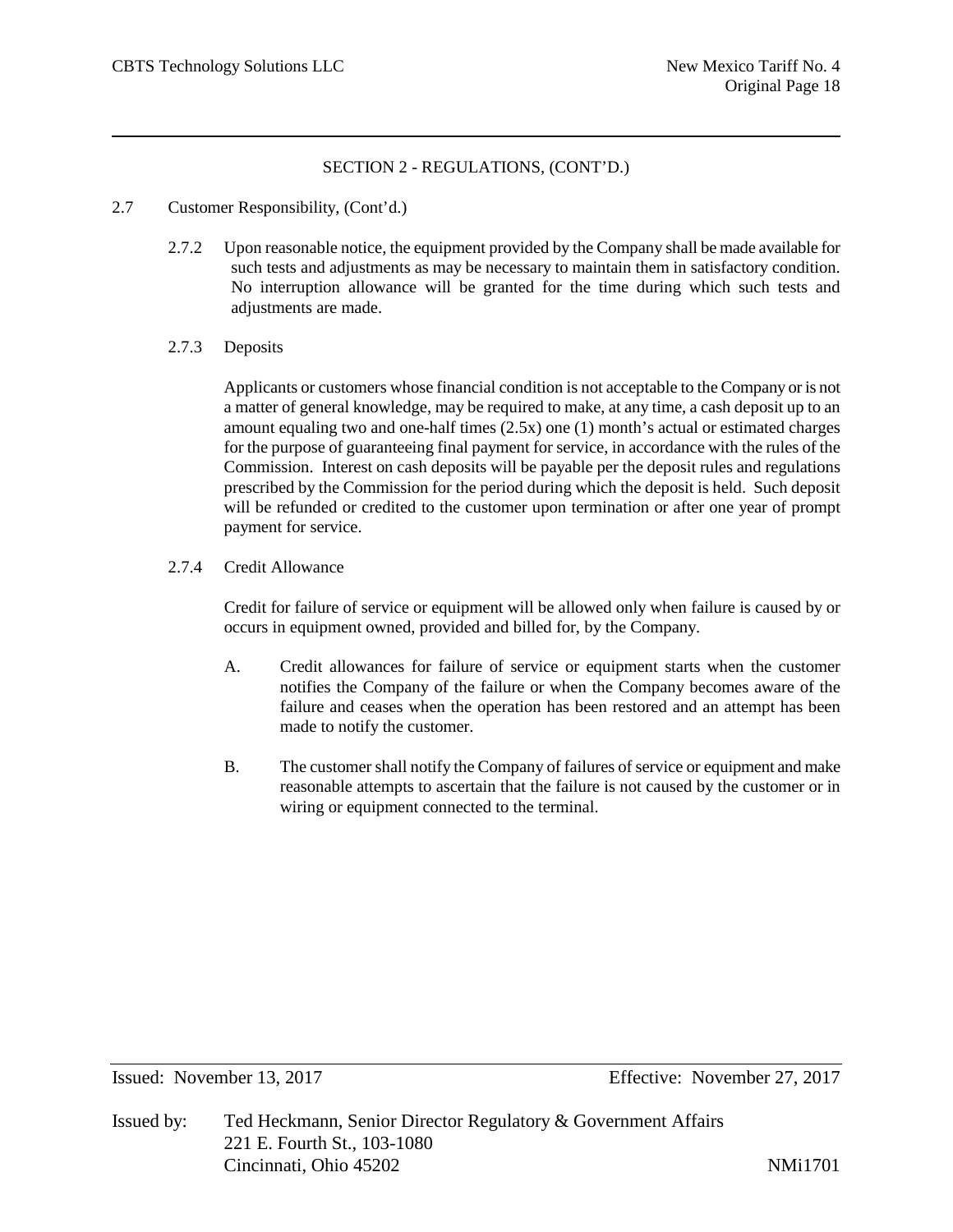## SECTION 2 - REGULATIONS, (CONT'D.)

2.7 Customer Responsibility, (Cont'd.)

2.7.2 Upon reasonable notice, the equipment provided by the Company shall be made available for such tests and adjustments as may be necessary to maintain them in satisfactory condition. No interruption allowance will be granted for the time during which such tests and adjustments are made.

2.7.3 Deposits

Applicants or customers whose financial condition is not acceptable to the Company or is not a matter of general knowledge, may be required to make, at any time, a cash deposit up to an amount equaling two and one-half times (2.5x) one (1) month's actual or estimated charges for the purpose of guaranteeing final payment for service, in accordance with the rules of the Commission. Interest on cash deposits will be payable per the deposit rules and regulations prescribed by the Commission for the period during which the deposit is held. Such deposit will be refunded or credited to the customer upon termination or after one year of prompt payment for service.

2.7.4 Credit Allowance

Credit for failure of service or equipment will be allowed only when failure is caused by or occurs in equipment owned, provided and billed for, by the Company.

A. Credit allowances for failure of service or equipment starts when the customer notifies the Company of the failure or when the Company becomes aware of the failure and ceases when the operation has been restored and an attempt has been made to notify the customer.

B. The customer shall notify the Company of failures of service or equipment and make reasonable attempts to ascertain that the failure is not caused by the customer or in wiring or equipment connected to the terminal.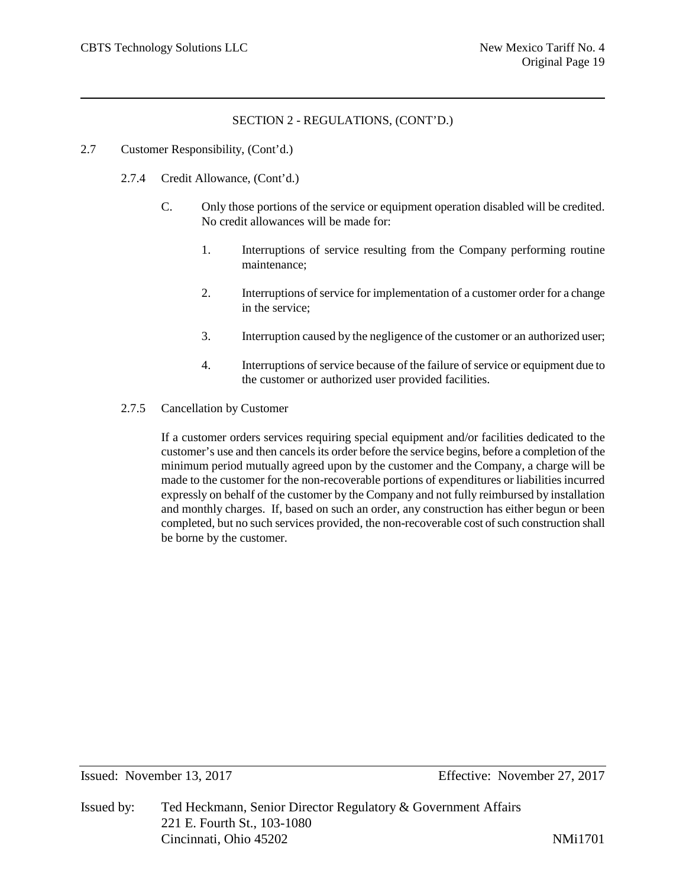## SECTION 2 - REGULATIONS, (CONT'D.)

2.7 Customer Responsibility, (Cont'd.)

2.7.4 Credit Allowance, (Cont'd.)

C. Only those portions of the service or equipment operation disabled will be credited. No credit allowances will be made for:

1. Interruptions of service resulting from the Company performing routine maintenance;

2. Interruptions of service for implementation of a customer order for a change in the service;

3. Interruption caused by the negligence of the customer or an authorized user;

4. Interruptions of service because of the failure of service or equipment due to the customer or authorized user provided facilities.

2.7.5 Cancellation by Customer

If a customer orders services requiring special equipment and/or facilities dedicated to the customer's use and then cancels its order before the service begins, before a completion of the minimum period mutually agreed upon by the customer and the Company, a charge will be made to the customer for the non-recoverable portions of expenditures or liabilities incurred expressly on behalf of the customer by the Company and not fully reimbursed by installation and monthly charges. If, based on such an order, any construction has either begun or been completed, but no such services provided, the non-recoverable cost of such construction shall be borne by the customer.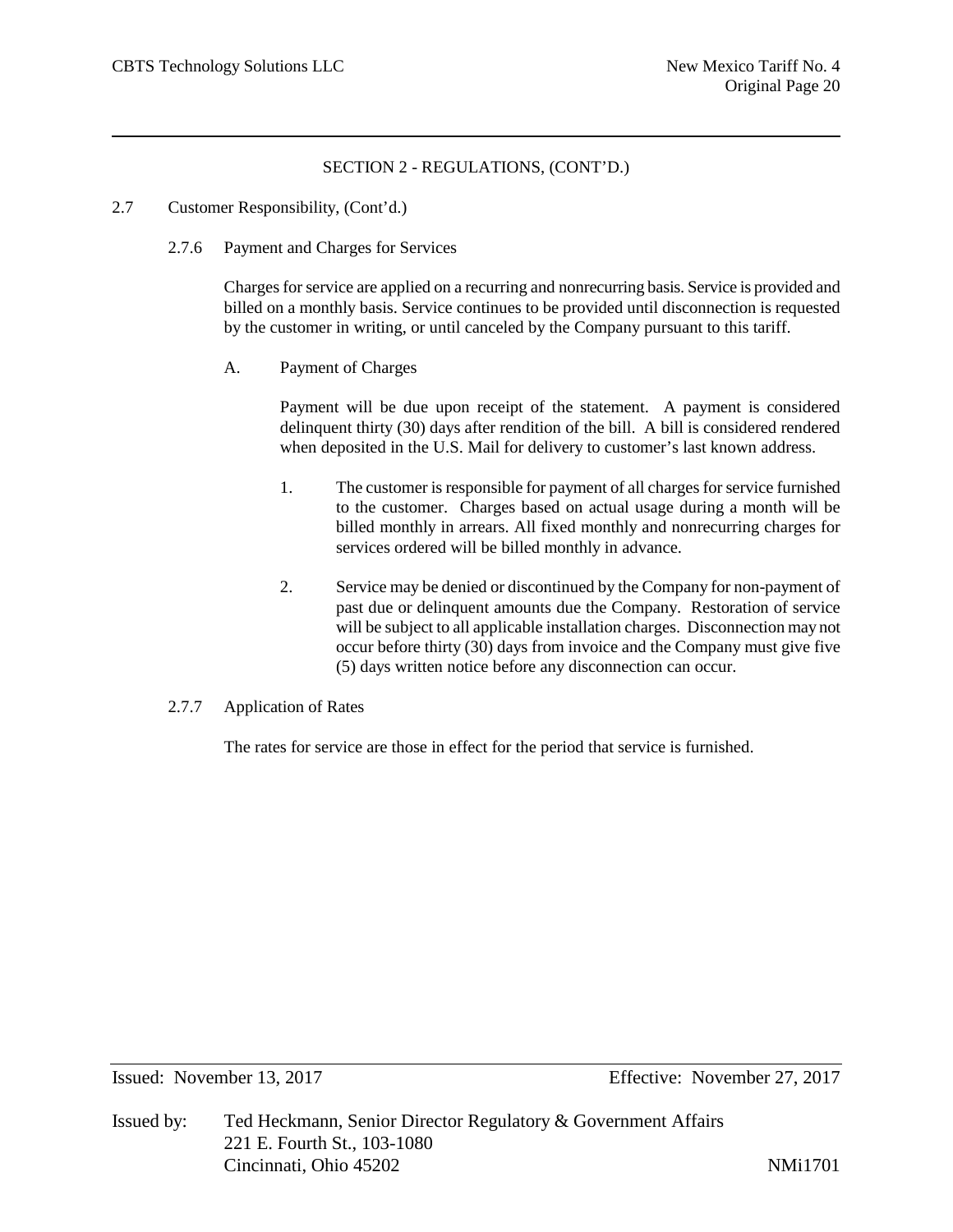SECTION 2 - REGULATIONS, (CONT'D.)

2.7 Customer Responsibility, (Cont'd.)

2.7.6 Payment and Charges for Services

Charges for service are applied on a recurring and nonrecurring basis. Service is provided and billed on a monthly basis. Service continues to be provided until disconnection is requested by the customer in writing, or until canceled by the Company pursuant to this tariff.

A. Payment of Charges

Payment will be due upon receipt of the statement. A payment is considered delinquent thirty (30) days after rendition of the bill. A bill is considered rendered when deposited in the U.S. Mail for delivery to customer's last known address.

1. The customer is responsible for payment of all charges for service furnished to the customer. Charges based on actual usage during a month will be billed monthly in arrears. All fixed monthly and nonrecurring charges for services ordered will be billed monthly in advance.

2. Service may be denied or discontinued by the Company for non-payment of past due or delinquent amounts due the Company. Restoration of service will be subject to all applicable installation charges. Disconnection may not occur before thirty (30) days from invoice and the Company must give five (5) days written notice before any disconnection can occur.

2.7.7 Application of Rates

The rates for service are those in effect for the period that service is furnished.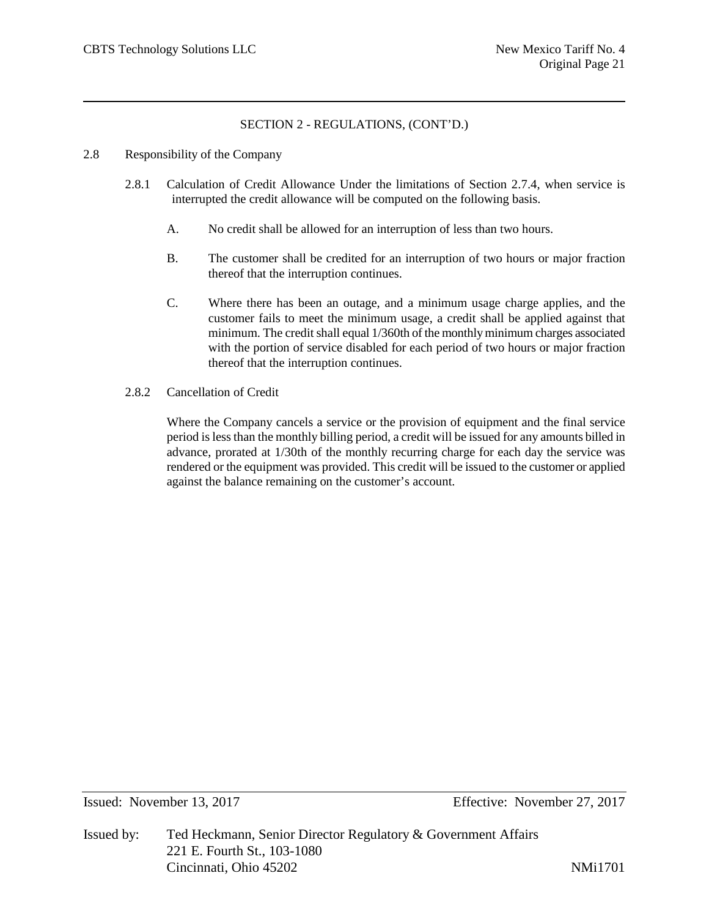SECTION 2 - REGULATIONS, (CONT'D.)

2.8 Responsibility of the Company

2.8.1 Calculation of Credit Allowance Under the limitations of Section 2.7.4, when service is interrupted the credit allowance will be computed on the following basis.

A. No credit shall be allowed for an interruption of less than two hours.

B. The customer shall be credited for an interruption of two hours or major fraction thereof that the interruption continues.

C. Where there has been an outage, and a minimum usage charge applies, and the customer fails to meet the minimum usage, a credit shall be applied against that minimum. The credit shall equal 1/360th of the monthly minimum charges associated with the portion of service disabled for each period of two hours or major fraction thereof that the interruption continues.

2.8.2 Cancellation of Credit

Where the Company cancels a service or the provision of equipment and the final service period is less than the monthly billing period, a credit will be issued for any amounts billed in advance, prorated at 1/30th of the monthly recurring charge for each day the service was rendered or the equipment was provided. This credit will be issued to the customer or applied against the balance remaining on the customer's account.

Issued: November 13, 2017 Effective: November 27, 2017

Issued by: Ted Heckmann, Senior Director Regulatory & Government Affairs
221 E. Fourth St., 103-1080
Cincinnati, Ohio 45202 NMi1701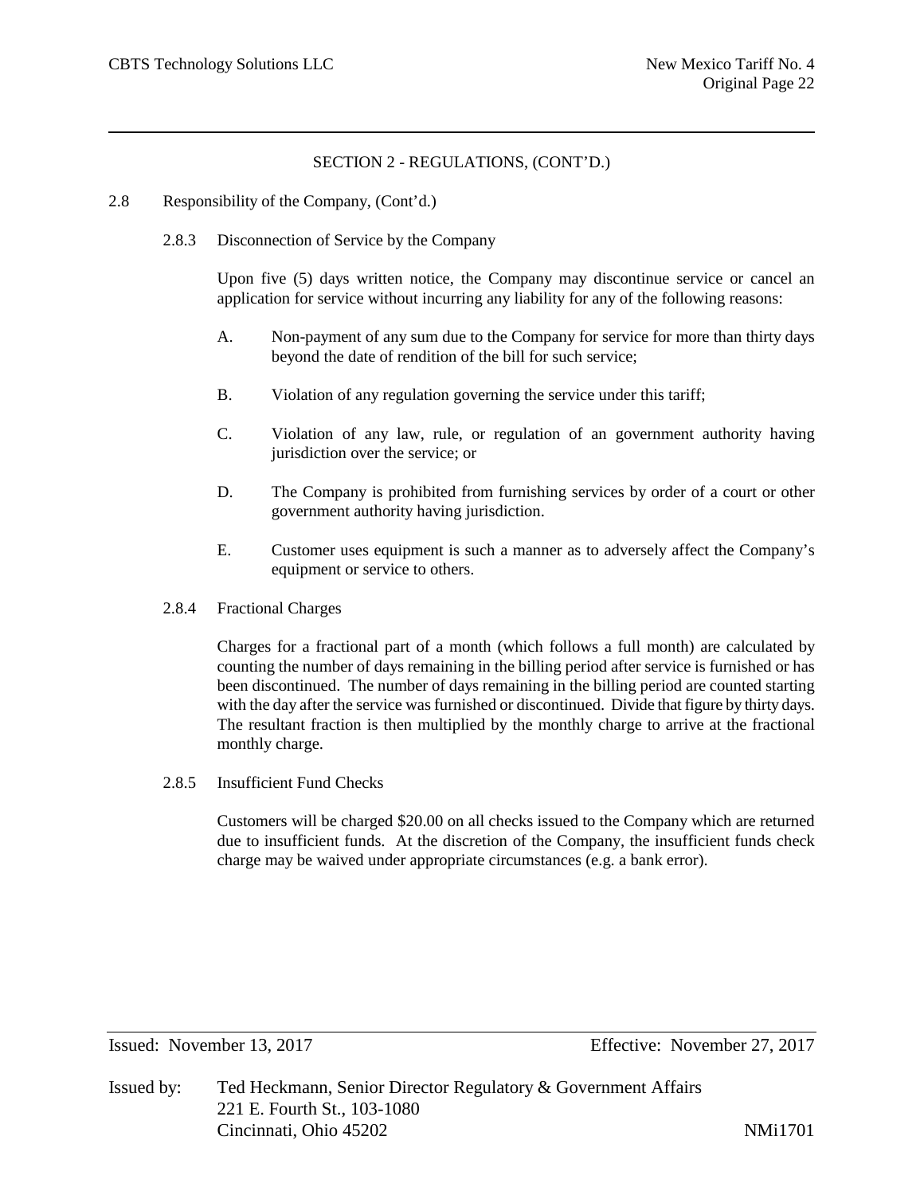## SECTION 2 - REGULATIONS, (CONT'D.)

2.8 Responsibility of the Company, (Cont'd.)

2.8.3 Disconnection of Service by the Company

Upon five (5) days written notice, the Company may discontinue service or cancel an application for service without incurring any liability for any of the following reasons:

A. Non-payment of any sum due to the Company for service for more than thirty days beyond the date of rendition of the bill for such service;

B. Violation of any regulation governing the service under this tariff;

C. Violation of any law, rule, or regulation of an government authority having jurisdiction over the service; or

D. The Company is prohibited from furnishing services by order of a court or other government authority having jurisdiction.

E. Customer uses equipment is such a manner as to adversely affect the Company's equipment or service to others.

2.8.4 Fractional Charges

Charges for a fractional part of a month (which follows a full month) are calculated by counting the number of days remaining in the billing period after service is furnished or has been discontinued. The number of days remaining in the billing period are counted starting with the day after the service was furnished or discontinued. Divide that figure by thirty days. The resultant fraction is then multiplied by the monthly charge to arrive at the fractional monthly charge.

2.8.5 Insufficient Fund Checks

Customers will be charged $20.00 on all checks issued to the Company which are returned due to insufficient funds. At the discretion of the Company, the insufficient funds check charge may be waived under appropriate circumstances (e.g. a bank error).

Issued: November 13, 2017 Effective: November 27, 2017

Issued by: Ted Heckmann, Senior Director Regulatory & Government Affairs
221 E. Fourth St., 103-1080
Cincinnati, Ohio 45202 NMi1701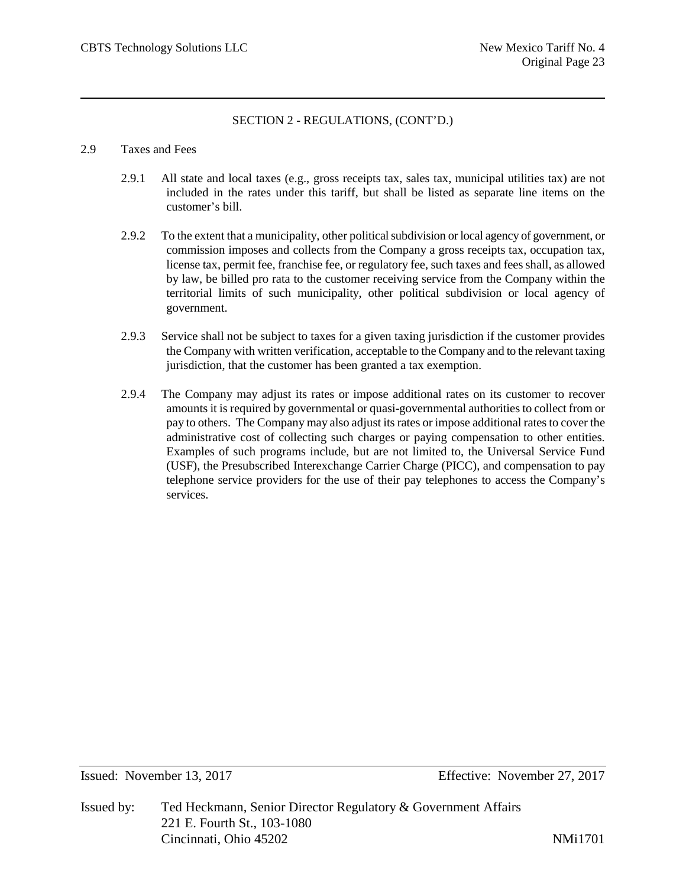SECTION 2 - REGULATIONS, (CONT'D.)

## 2.9 Taxes and Fees

2.9.1 All state and local taxes (e.g., gross receipts tax, sales tax, municipal utilities tax) are not included in the rates under this tariff, but shall be listed as separate line items on the customer's bill.

2.9.2 To the extent that a municipality, other political subdivision or local agency of government, or commission imposes and collects from the Company a gross receipts tax, occupation tax, license tax, permit fee, franchise fee, or regulatory fee, such taxes and fees shall, as allowed by law, be billed pro rata to the customer receiving service from the Company within the territorial limits of such municipality, other political subdivision or local agency of government.

2.9.3 Service shall not be subject to taxes for a given taxing jurisdiction if the customer provides the Company with written verification, acceptable to the Company and to the relevant taxing jurisdiction, that the customer has been granted a tax exemption.

2.9.4 The Company may adjust its rates or impose additional rates on its customer to recover amounts it is required by governmental or quasi-governmental authorities to collect from or pay to others. The Company may also adjust its rates or impose additional rates to cover the administrative cost of collecting such charges or paying compensation to other entities. Examples of such programs include, but are not limited to, the Universal Service Fund (USF), the Presubscribed Interexchange Carrier Charge (PICC), and compensation to pay telephone service providers for the use of their pay telephones to access the Company's services.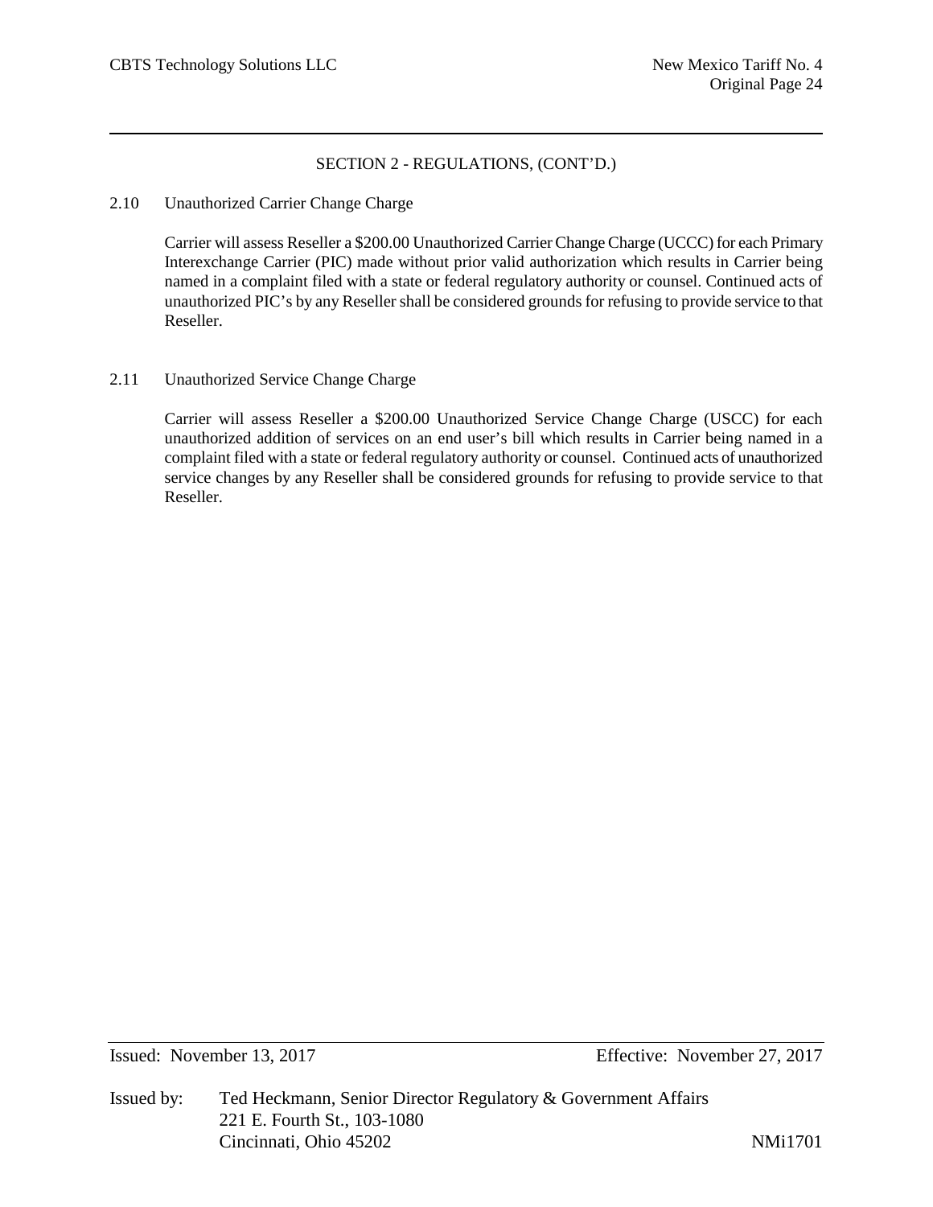SECTION 2 - REGULATIONS, (CONT'D.)

2.10 Unauthorized Carrier Change Charge

Carrier will assess Reseller a $200.00 Unauthorized Carrier Change Charge (UCCC) for each Primary Interexchange Carrier (PIC) made without prior valid authorization which results in Carrier being named in a complaint filed with a state or federal regulatory authority or counsel. Continued acts of unauthorized PIC's by any Reseller shall be considered grounds for refusing to provide service to that Reseller.

2.11 Unauthorized Service Change Charge

Carrier will assess Reseller a $200.00 Unauthorized Service Change Charge (USCC) for each unauthorized addition of services on an end user's bill which results in Carrier being named in a complaint filed with a state or federal regulatory authority or counsel. Continued acts of unauthorized service changes by any Reseller shall be considered grounds for refusing to provide service to that Reseller.

Issued: November 13, 2017 Effective: November 27, 2017

Issued by: Ted Heckmann, Senior Director Regulatory & Government Affairs
221 E. Fourth St., 103-1080
Cincinnati, Ohio 45202 NMi1701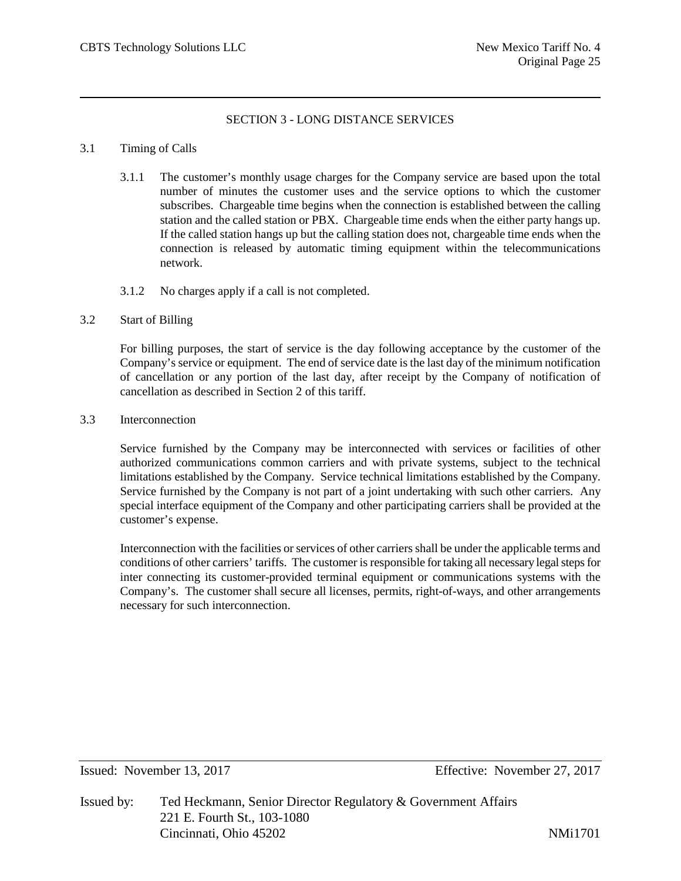## SECTION 3 - LONG DISTANCE SERVICES

3.1 Timing of Calls

3.1.1 The customer's monthly usage charges for the Company service are based upon the total number of minutes the customer uses and the service options to which the customer subscribes. Chargeable time begins when the connection is established between the calling station and the called station or PBX. Chargeable time ends when the either party hangs up. If the called station hangs up but the calling station does not, chargeable time ends when the connection is released by automatic timing equipment within the telecommunications network.

3.1.2 No charges apply if a call is not completed.

3.2 Start of Billing

For billing purposes, the start of service is the day following acceptance by the customer of the Company's service or equipment. The end of service date is the last day of the minimum notification of cancellation or any portion of the last day, after receipt by the Company of notification of cancellation as described in Section 2 of this tariff.

3.3 Interconnection

Service furnished by the Company may be interconnected with services or facilities of other authorized communications common carriers and with private systems, subject to the technical limitations established by the Company. Service technical limitations established by the Company. Service furnished by the Company is not part of a joint undertaking with such other carriers. Any special interface equipment of the Company and other participating carriers shall be provided at the customer's expense.

Interconnection with the facilities or services of other carriers shall be under the applicable terms and conditions of other carriers' tariffs. The customer is responsible for taking all necessary legal steps for inter connecting its customer-provided terminal equipment or communications systems with the Company's. The customer shall secure all licenses, permits, right-of-ways, and other arrangements necessary for such interconnection.

Issued: November 13, 2017 Effective: November 27, 2017

Issued by: Ted Heckmann, Senior Director Regulatory & Government Affairs
221 E. Fourth St., 103-1080
Cincinnati, Ohio 45202 NMi1701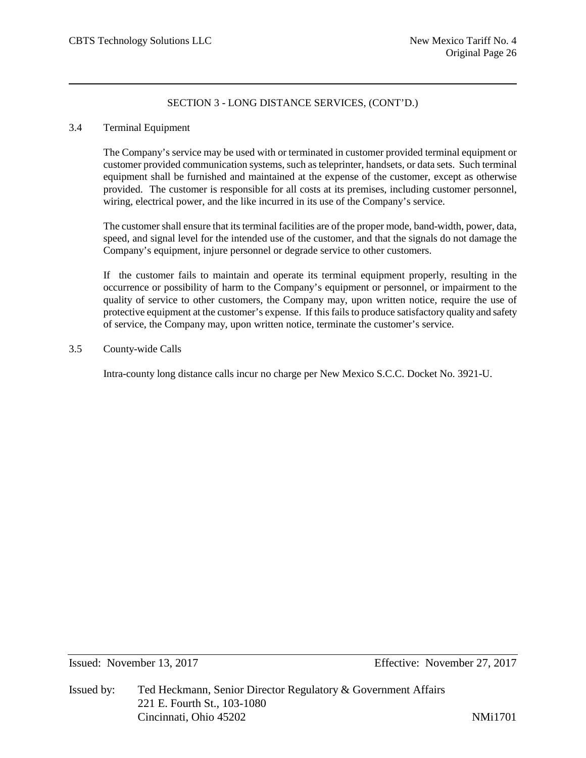## SECTION 3 - LONG DISTANCE SERVICES, (CONT'D.)

### 3.4 Terminal Equipment

The Company's service may be used with or terminated in customer provided terminal equipment or customer provided communication systems, such as teleprinter, handsets, or data sets. Such terminal equipment shall be furnished and maintained at the expense of the customer, except as otherwise provided. The customer is responsible for all costs at its premises, including customer personnel, wiring, electrical power, and the like incurred in its use of the Company's service.

The customer shall ensure that its terminal facilities are of the proper mode, band-width, power, data, speed, and signal level for the intended use of the customer, and that the signals do not damage the Company's equipment, injure personnel or degrade service to other customers.

If the customer fails to maintain and operate its terminal equipment properly, resulting in the occurrence or possibility of harm to the Company's equipment or personnel, or impairment to the quality of service to other customers, the Company may, upon written notice, require the use of protective equipment at the customer's expense. If this fails to produce satisfactory quality and safety of service, the Company may, upon written notice, terminate the customer's service.

### 3.5 County-wide Calls

Intra-county long distance calls incur no charge per New Mexico S.C.C. Docket No. 3921-U.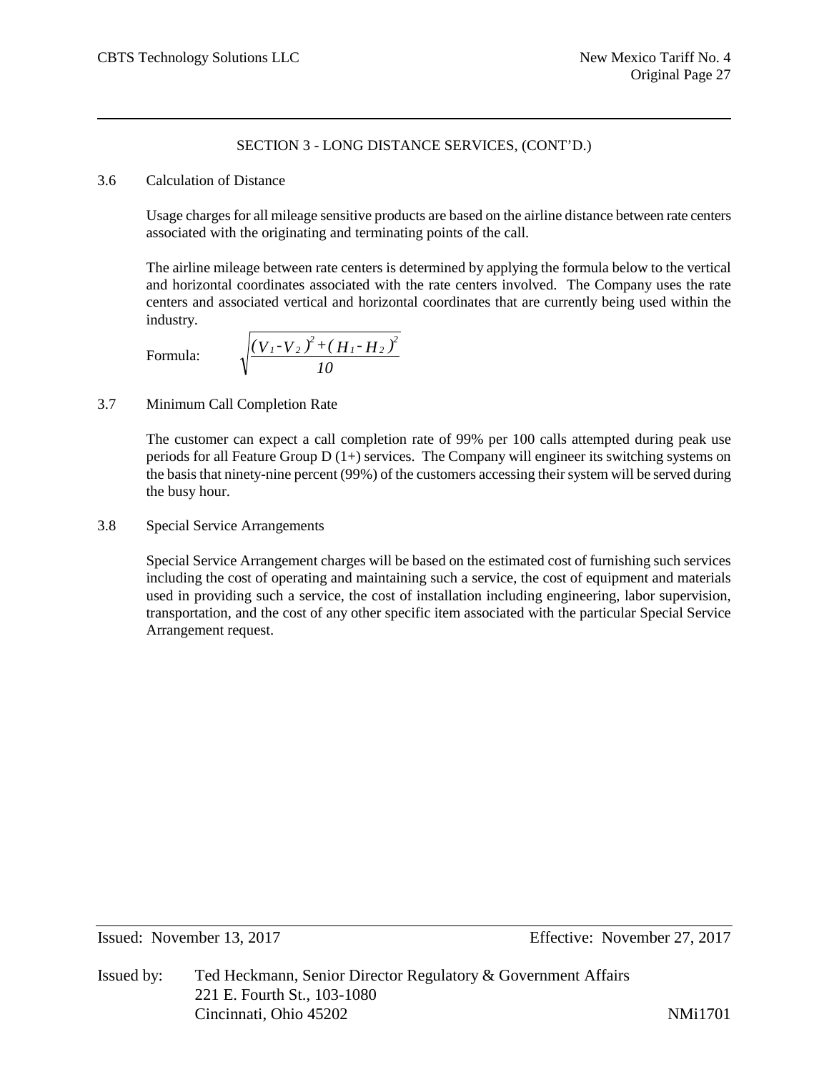## SECTION 3 - LONG DISTANCE SERVICES, (CONT'D.)

### 3.6 Calculation of Distance

Usage charges for all mileage sensitive products are based on the airline distance between rate centers associated with the originating and terminating points of the call.

The airline mileage between rate centers is determined by applying the formula below to the vertical and horizontal coordinates associated with the rate centers involved. The Company uses the rate centers and associated vertical and horizontal coordinates that are currently being used within the industry.

Formula:

$$\sqrt{\frac{(V_1 - V_2)^2 + (H_1 - H_2)^2}{10}}$$

### 3.7 Minimum Call Completion Rate

The customer can expect a call completion rate of 99% per 100 calls attempted during peak use periods for all Feature Group D (1+) services. The Company will engineer its switching systems on the basis that ninety-nine percent (99%) of the customers accessing their system will be served during the busy hour.

### 3.8 Special Service Arrangements

Special Service Arrangement charges will be based on the estimated cost of furnishing such services including the cost of operating and maintaining such a service, the cost of equipment and materials used in providing such a service, the cost of installation including engineering, labor supervision, transportation, and the cost of any other specific item associated with the particular Special Service Arrangement request.

Issued: November 13, 2017 Effective: November 27, 2017

Issued by: Ted Heckmann, Senior Director Regulatory & Government Affairs
221 E. Fourth St., 103-1080
Cincinnati, Ohio 45202 NMi1701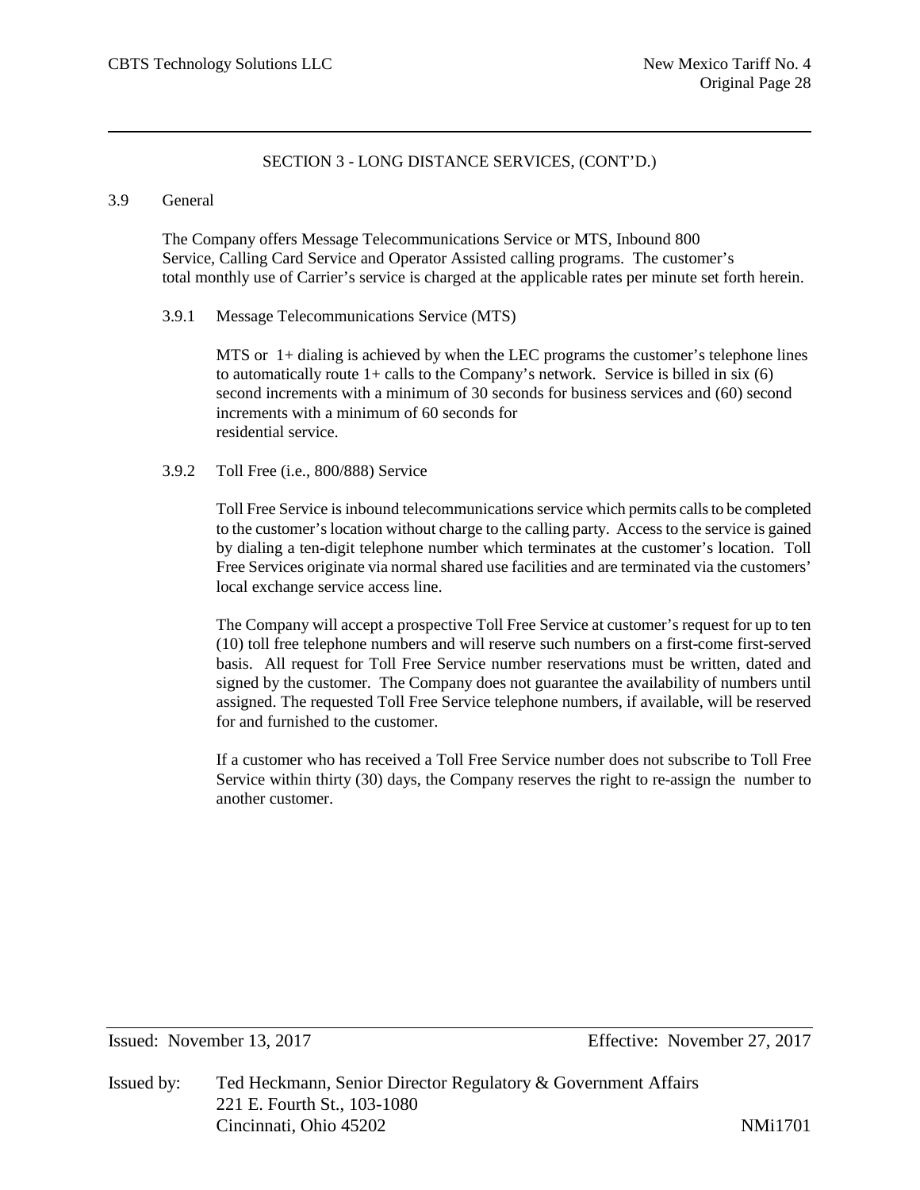SECTION 3 - LONG DISTANCE SERVICES, (CONT'D.)

3.9 General

The Company offers Message Telecommunications Service or MTS, Inbound 800 Service, Calling Card Service and Operator Assisted calling programs. The customer's total monthly use of Carrier's service is charged at the applicable rates per minute set forth herein.

3.9.1 Message Telecommunications Service (MTS)

MTS or 1+ dialing is achieved by when the LEC programs the customer's telephone lines to automatically route 1+ calls to the Company's network. Service is billed in six (6) second increments with a minimum of 30 seconds for business services and (60) second increments with a minimum of 60 seconds for residential service.

3.9.2 Toll Free (i.e., 800/888) Service

Toll Free Service is inbound telecommunications service which permits calls to be completed to the customer's location without charge to the calling party. Access to the service is gained by dialing a ten-digit telephone number which terminates at the customer's location. Toll Free Services originate via normal shared use facilities and are terminated via the customers' local exchange service access line.

The Company will accept a prospective Toll Free Service at customer's request for up to ten (10) toll free telephone numbers and will reserve such numbers on a first-come first-served basis. All request for Toll Free Service number reservations must be written, dated and signed by the customer. The Company does not guarantee the availability of numbers until assigned. The requested Toll Free Service telephone numbers, if available, will be reserved for and furnished to the customer.

If a customer who has received a Toll Free Service number does not subscribe to Toll Free Service within thirty (30) days, the Company reserves the right to re-assign the number to another customer.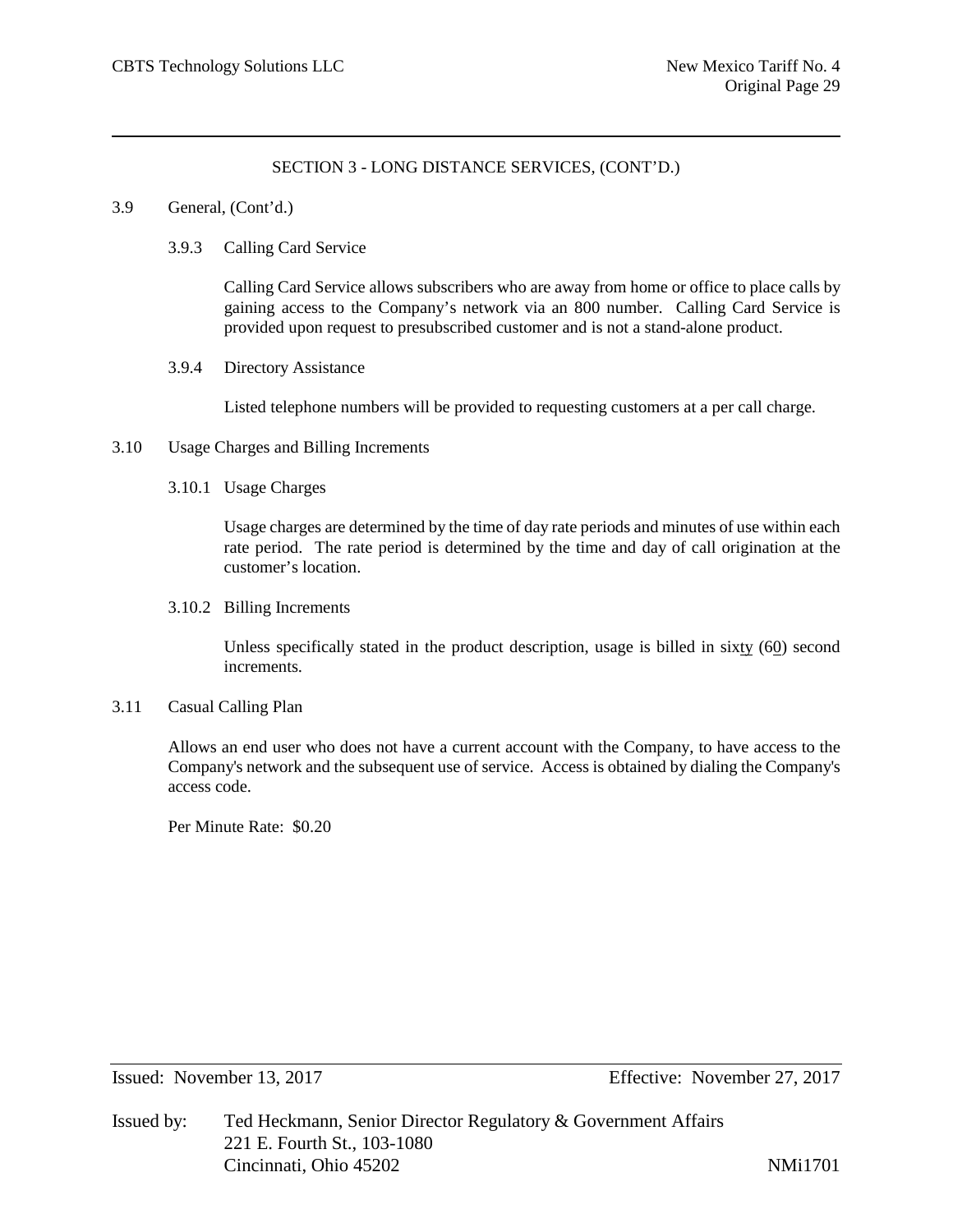## SECTION 3 - LONG DISTANCE SERVICES, (CONT'D.)

3.9 General, (Cont'd.)

3.9.3 Calling Card Service

Calling Card Service allows subscribers who are away from home or office to place calls by gaining access to the Company's network via an 800 number. Calling Card Service is provided upon request to presubscribed customer and is not a stand-alone product.

3.9.4 Directory Assistance

Listed telephone numbers will be provided to requesting customers at a per call charge.

3.10 Usage Charges and Billing Increments

3.10.1 Usage Charges

Usage charges are determined by the time of day rate periods and minutes of use within each rate period. The rate period is determined by the time and day of call origination at the customer's location.

3.10.2 Billing Increments

Unless specifically stated in the product description, usage is billed in sixty (60) second increments.

3.11 Casual Calling Plan

Allows an end user who does not have a current account with the Company, to have access to the Company's network and the subsequent use of service. Access is obtained by dialing the Company's access code.

Per Minute Rate: $0.20

Issued: November 13, 2017 Effective: November 27, 2017

Issued by: Ted Heckmann, Senior Director Regulatory & Government Affairs
221 E. Fourth St., 103-1080
Cincinnati, Ohio 45202 NMi1701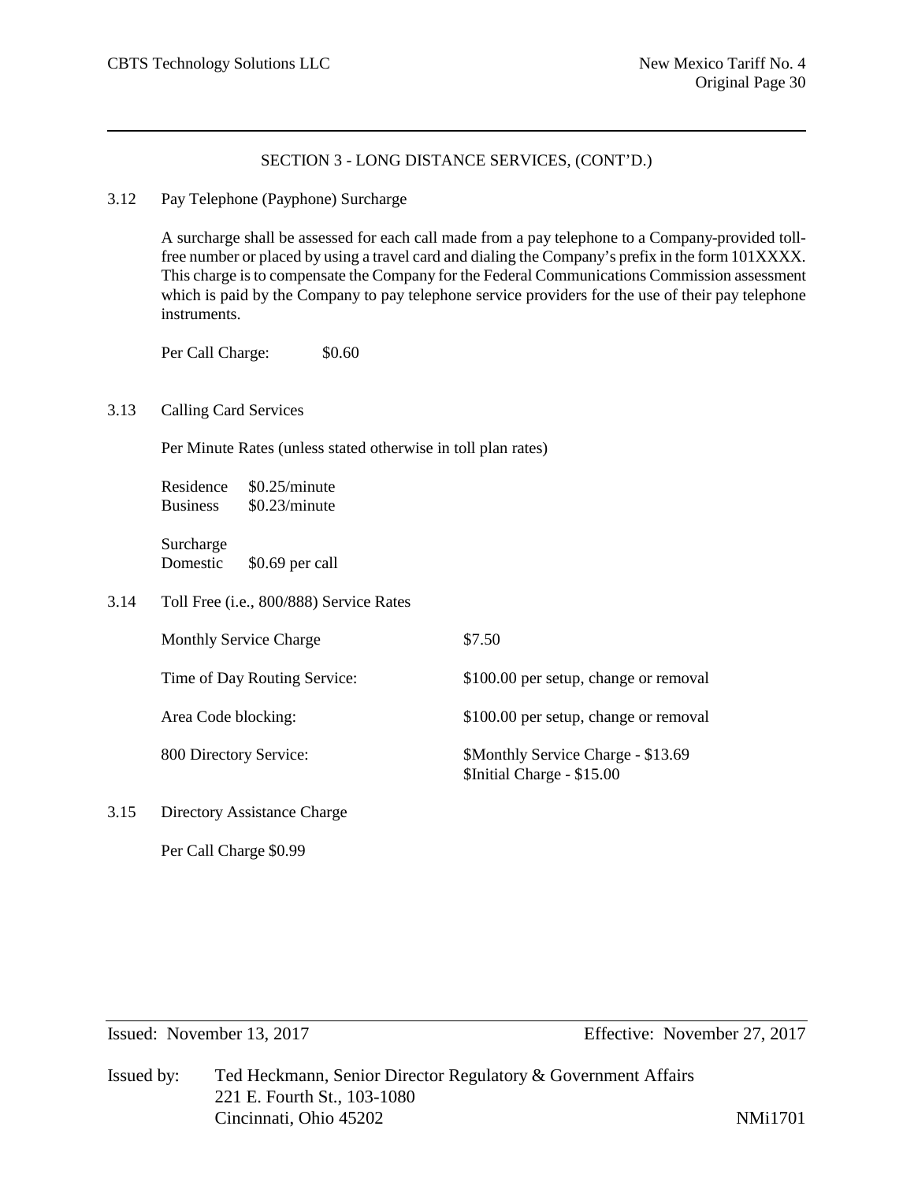## SECTION 3 - LONG DISTANCE SERVICES, (CONT'D.)

### 3.12 Pay Telephone (Payphone) Surcharge

A surcharge shall be assessed for each call made from a pay telephone to a Company-provided toll-free number or placed by using a travel card and dialing the Company's prefix in the form 101XXXX. This charge is to compensate the Company for the Federal Communications Commission assessment which is paid by the Company to pay telephone service providers for the use of their pay telephone instruments.

Per Call Charge: $0.60

### 3.13 Calling Card Services

Per Minute Rates (unless stated otherwise in toll plan rates)

| | |
|---|---|
| Residence | $0.25/minute |
| Business | $0.23/minute |

Surcharge
Domestic $0.69 per call

### 3.14 Toll Free (i.e., 800/888) Service Rates

| | |
|---|---|
| Monthly Service Charge | $7.50 |
| Time of Day Routing Service: | $100.00 per setup, change or removal |
| Area Code blocking: | $100.00 per setup, change or removal |
| 800 Directory Service: | $Monthly Service Charge - $13.69<br>$Initial Charge - $15.00 |

### 3.15 Directory Assistance Charge

Per Call Charge $0.99

Issued: November 13, 2017 Effective: November 27, 2017

Issued by: Ted Heckmann, Senior Director Regulatory & Government Affairs
221 E. Fourth St., 103-1080
Cincinnati, Ohio 45202 NMi1701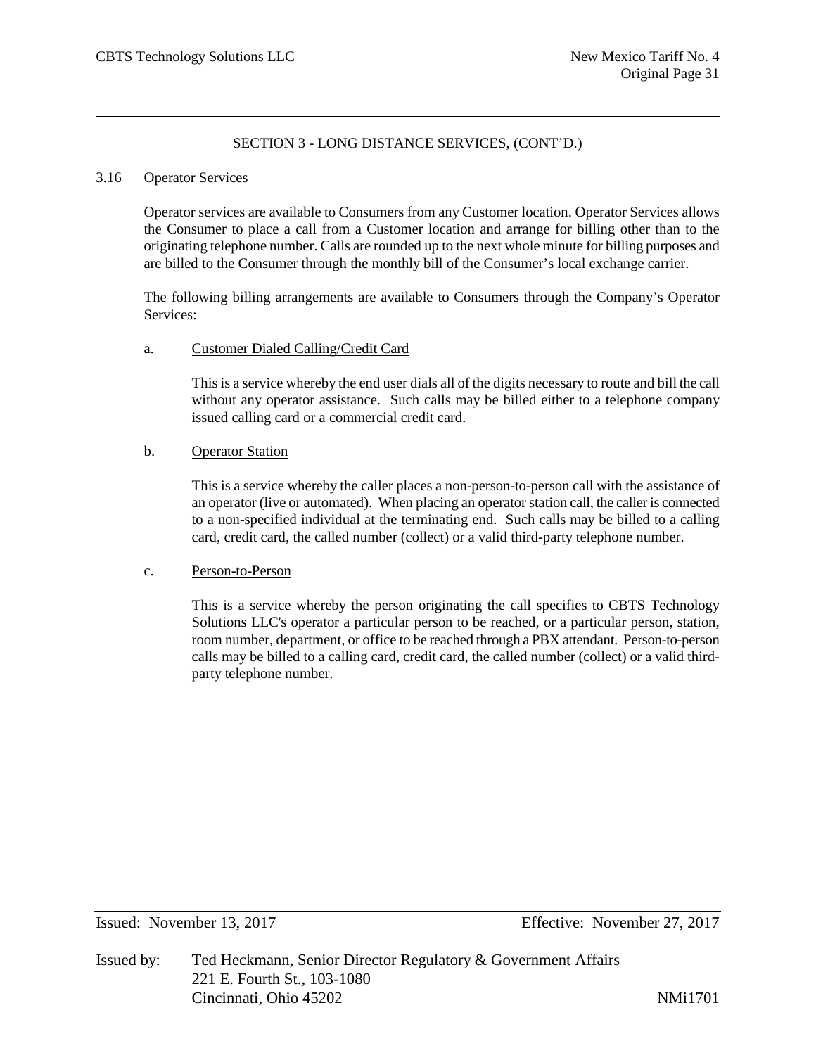## SECTION 3 - LONG DISTANCE SERVICES, (CONT'D.)

### 3.16 Operator Services

Operator services are available to Consumers from any Customer location. Operator Services allows the Consumer to place a call from a Customer location and arrange for billing other than to the originating telephone number. Calls are rounded up to the next whole minute for billing purposes and are billed to the Consumer through the monthly bill of the Consumer's local exchange carrier.

The following billing arrangements are available to Consumers through the Company's Operator Services:

a. Customer Dialed Calling/Credit Card

This is a service whereby the end user dials all of the digits necessary to route and bill the call without any operator assistance. Such calls may be billed either to a telephone company issued calling card or a commercial credit card.

b. Operator Station

This is a service whereby the caller places a non-person-to-person call with the assistance of an operator (live or automated). When placing an operator station call, the caller is connected to a non-specified individual at the terminating end. Such calls may be billed to a calling card, credit card, the called number (collect) or a valid third-party telephone number.

c. Person-to-Person

This is a service whereby the person originating the call specifies to CBTS Technology Solutions LLC's operator a particular person to be reached, or a particular person, station, room number, department, or office to be reached through a PBX attendant. Person-to-person calls may be billed to a calling card, credit card, the called number (collect) or a valid third-party telephone number.

Issued: November 13, 2017 Effective: November 27, 2017

Issued by: Ted Heckmann, Senior Director Regulatory & Government Affairs
221 E. Fourth St., 103-1080
Cincinnati, Ohio 45202 NMi1701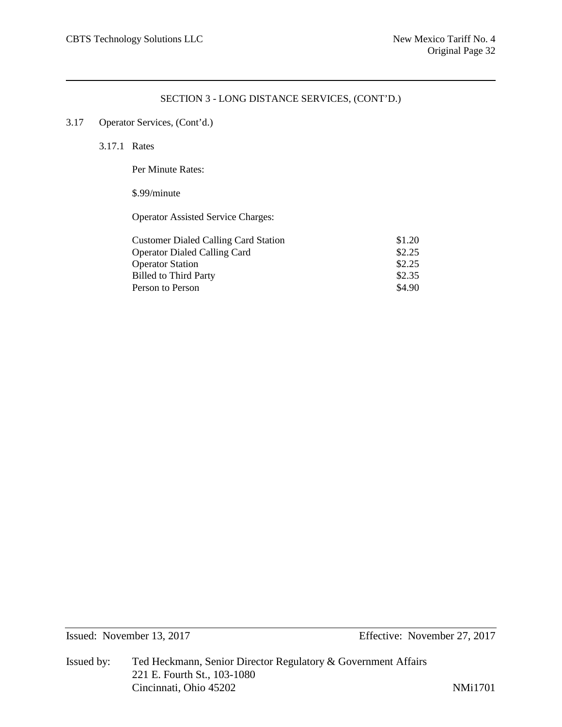## SECTION 3 - LONG DISTANCE SERVICES, (CONT'D.)

3.17 Operator Services, (Cont'd.)

3.17.1 Rates

Per Minute Rates:

$.99/minute

Operator Assisted Service Charges:

| | |
|---|---|
| Customer Dialed Calling Card Station | $1.20 |
| Operator Dialed Calling Card | $2.25 |
| Operator Station | $2.25 |
| Billed to Third Party | $2.35 |
| Person to Person | $4.90 |

Issued: November 13, 2017 Effective: November 27, 2017

Issued by: Ted Heckmann, Senior Director Regulatory & Government Affairs
221 E. Fourth St., 103-1080
Cincinnati, Ohio 45202 NMi1701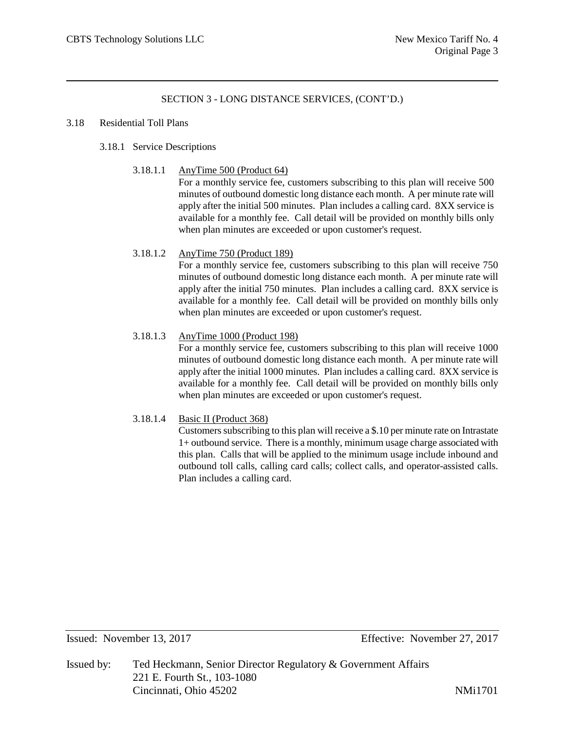## SECTION 3 - LONG DISTANCE SERVICES, (CONT'D.)

### 3.18 Residential Toll Plans

#### 3.18.1 Service Descriptions

3.18.1.1 AnyTime 500 (Product 64)

For a monthly service fee, customers subscribing to this plan will receive 500 minutes of outbound domestic long distance each month. A per minute rate will apply after the initial 500 minutes. Plan includes a calling card. 8XX service is available for a monthly fee. Call detail will be provided on monthly bills only when plan minutes are exceeded or upon customer's request.

3.18.1.2 AnyTime 750 (Product 189)

For a monthly service fee, customers subscribing to this plan will receive 750 minutes of outbound domestic long distance each month. A per minute rate will apply after the initial 750 minutes. Plan includes a calling card. 8XX service is available for a monthly fee. Call detail will be provided on monthly bills only when plan minutes are exceeded or upon customer's request.

3.18.1.3 AnyTime 1000 (Product 198)

For a monthly service fee, customers subscribing to this plan will receive 1000 minutes of outbound domestic long distance each month. A per minute rate will apply after the initial 1000 minutes. Plan includes a calling card. 8XX service is available for a monthly fee. Call detail will be provided on monthly bills only when plan minutes are exceeded or upon customer's request.

3.18.1.4 Basic II (Product 368)

Customers subscribing to this plan will receive a $.10 per minute rate on Intrastate 1+ outbound service. There is a monthly, minimum usage charge associated with this plan. Calls that will be applied to the minimum usage include inbound and outbound toll calls, calling card calls; collect calls, and operator-assisted calls. Plan includes a calling card.

Issued: November 13, 2017 | Effective: November 27, 2017

Issued by: Ted Heckmann, Senior Director Regulatory & Government Affairs
221 E. Fourth St., 103-1080
Cincinnati, Ohio 45202

NMi1701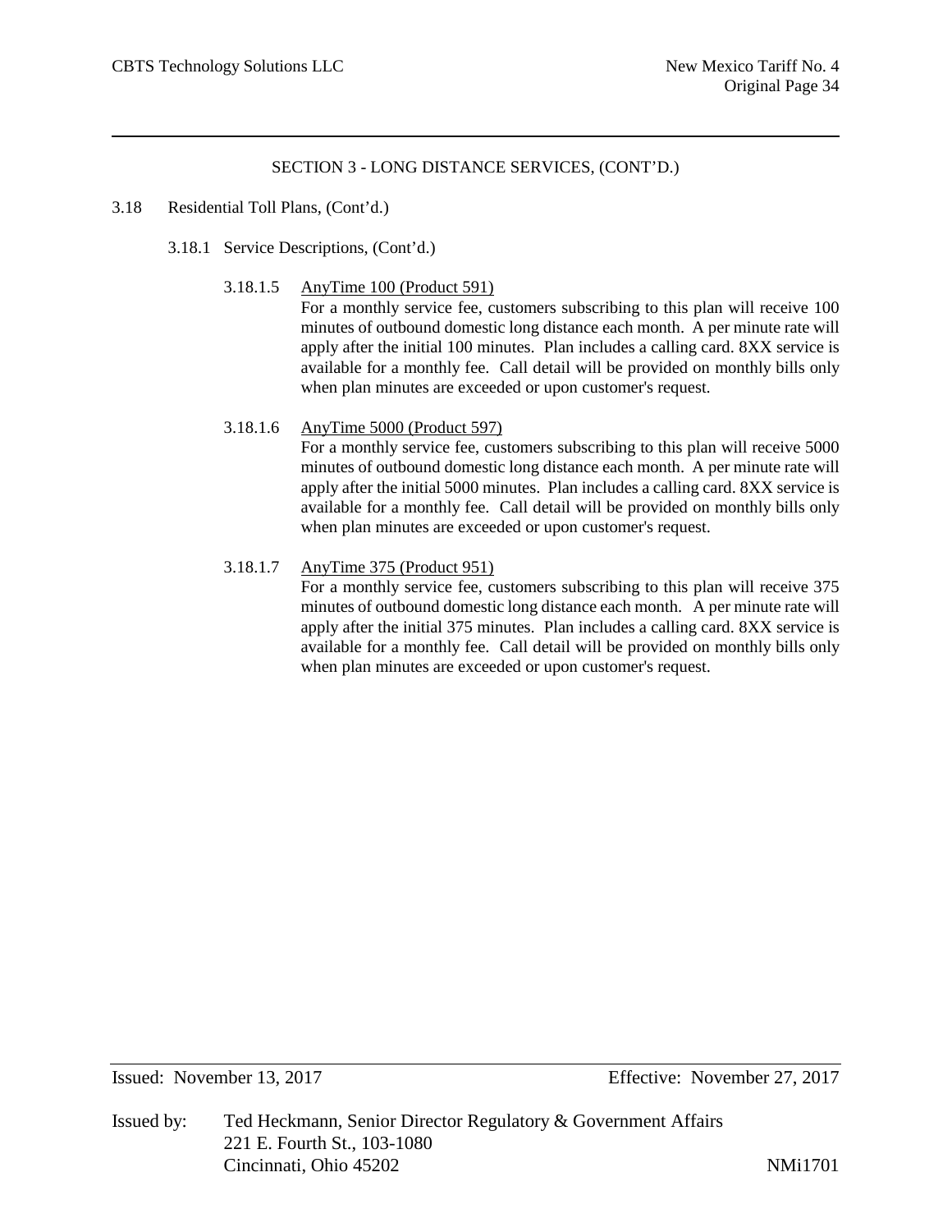## SECTION 3 - LONG DISTANCE SERVICES, (CONT'D.)

3.18 Residential Toll Plans, (Cont'd.)

3.18.1 Service Descriptions, (Cont'd.)

3.18.1.5 AnyTime 100 (Product 591)

For a monthly service fee, customers subscribing to this plan will receive 100 minutes of outbound domestic long distance each month. A per minute rate will apply after the initial 100 minutes. Plan includes a calling card. 8XX service is available for a monthly fee. Call detail will be provided on monthly bills only when plan minutes are exceeded or upon customer's request.

3.18.1.6 AnyTime 5000 (Product 597)

For a monthly service fee, customers subscribing to this plan will receive 5000 minutes of outbound domestic long distance each month. A per minute rate will apply after the initial 5000 minutes. Plan includes a calling card. 8XX service is available for a monthly fee. Call detail will be provided on monthly bills only when plan minutes are exceeded or upon customer's request.

3.18.1.7 AnyTime 375 (Product 951)

For a monthly service fee, customers subscribing to this plan will receive 375 minutes of outbound domestic long distance each month. A per minute rate will apply after the initial 375 minutes. Plan includes a calling card. 8XX service is available for a monthly fee. Call detail will be provided on monthly bills only when plan minutes are exceeded or upon customer's request.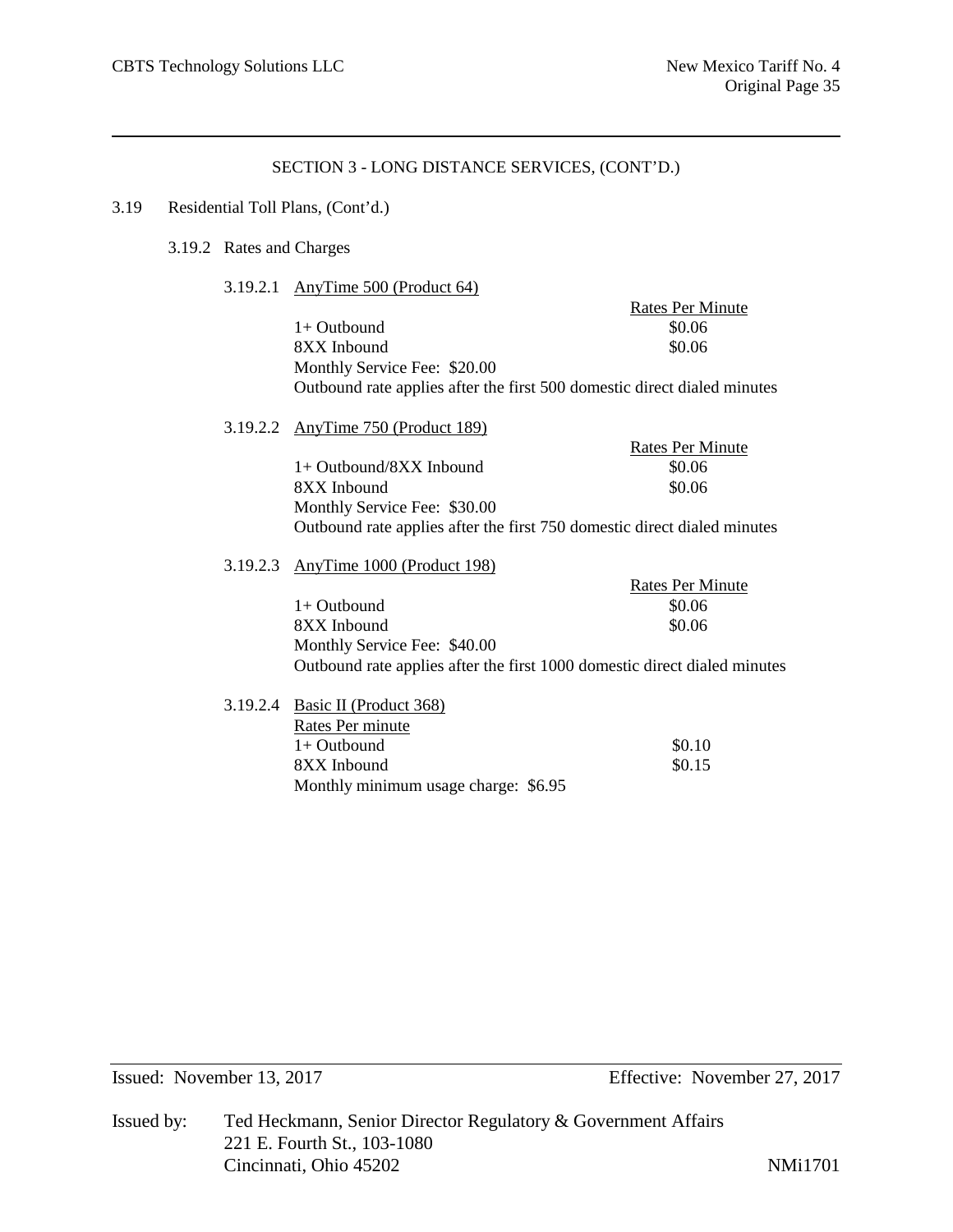## SECTION 3 - LONG DISTANCE SERVICES, (CONT'D.)

3.19 Residential Toll Plans, (Cont'd.)

3.19.2 Rates and Charges

3.19.2.1 AnyTime 500 (Product 64)

| | Rates Per Minute |
|---|---|
| 1+ Outbound | $0.06 |
| 8XX Inbound | $0.06 |

Monthly Service Fee: $20.00

Outbound rate applies after the first 500 domestic direct dialed minutes

3.19.2.2 AnyTime 750 (Product 189)

| | Rates Per Minute |
|---|---|
| 1+ Outbound/8XX Inbound | $0.06 |
| 8XX Inbound | $0.06 |

Monthly Service Fee: $30.00

Outbound rate applies after the first 750 domestic direct dialed minutes

3.19.2.3 AnyTime 1000 (Product 198)

| | Rates Per Minute |
|---|---|
| 1+ Outbound | $0.06 |
| 8XX Inbound | $0.06 |

Monthly Service Fee: $40.00

Outbound rate applies after the first 1000 domestic direct dialed minutes

3.19.2.4 Basic II (Product 368)

Rates Per minute

| | |
|---|---|
| 1+ Outbound | $0.10 |
| 8XX Inbound | $0.15 |

Monthly minimum usage charge: $6.95

Issued: November 13, 2017 Effective: November 27, 2017

Issued by: Ted Heckmann, Senior Director Regulatory & Government Affairs
221 E. Fourth St., 103-1080
Cincinnati, Ohio 45202 NMi1701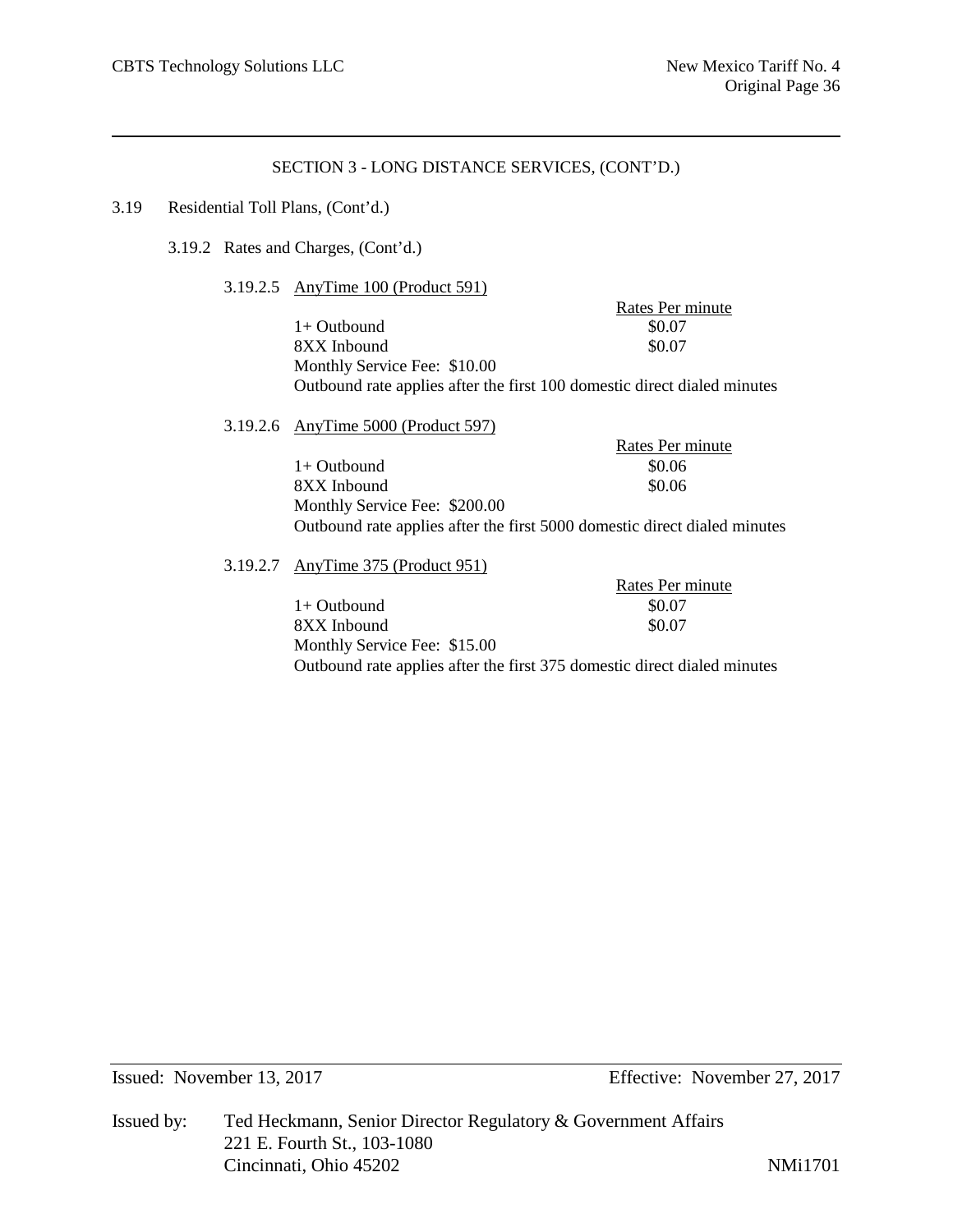## SECTION 3 - LONG DISTANCE SERVICES, (CONT'D.)

3.19 Residential Toll Plans, (Cont'd.)

3.19.2 Rates and Charges, (Cont'd.)

3.19.2.5 <u>AnyTime 100 (Product 591)</u>

| | Rates Per minute |
|---|---|
| 1+ Outbound | $0.07 |
| 8XX Inbound | $0.07 |

Monthly Service Fee: $10.00

Outbound rate applies after the first 100 domestic direct dialed minutes

3.19.2.6 <u>AnyTime 5000 (Product 597)</u>

| | Rates Per minute |
|---|---|
| 1+ Outbound | $0.06 |
| 8XX Inbound | $0.06 |

Monthly Service Fee: $200.00

Outbound rate applies after the first 5000 domestic direct dialed minutes

3.19.2.7 <u>AnyTime 375 (Product 951)</u>

| | Rates Per minute |
|---|---|
| 1+ Outbound | $0.07 |
| 8XX Inbound | $0.07 |

Monthly Service Fee: $15.00

Outbound rate applies after the first 375 domestic direct dialed minutes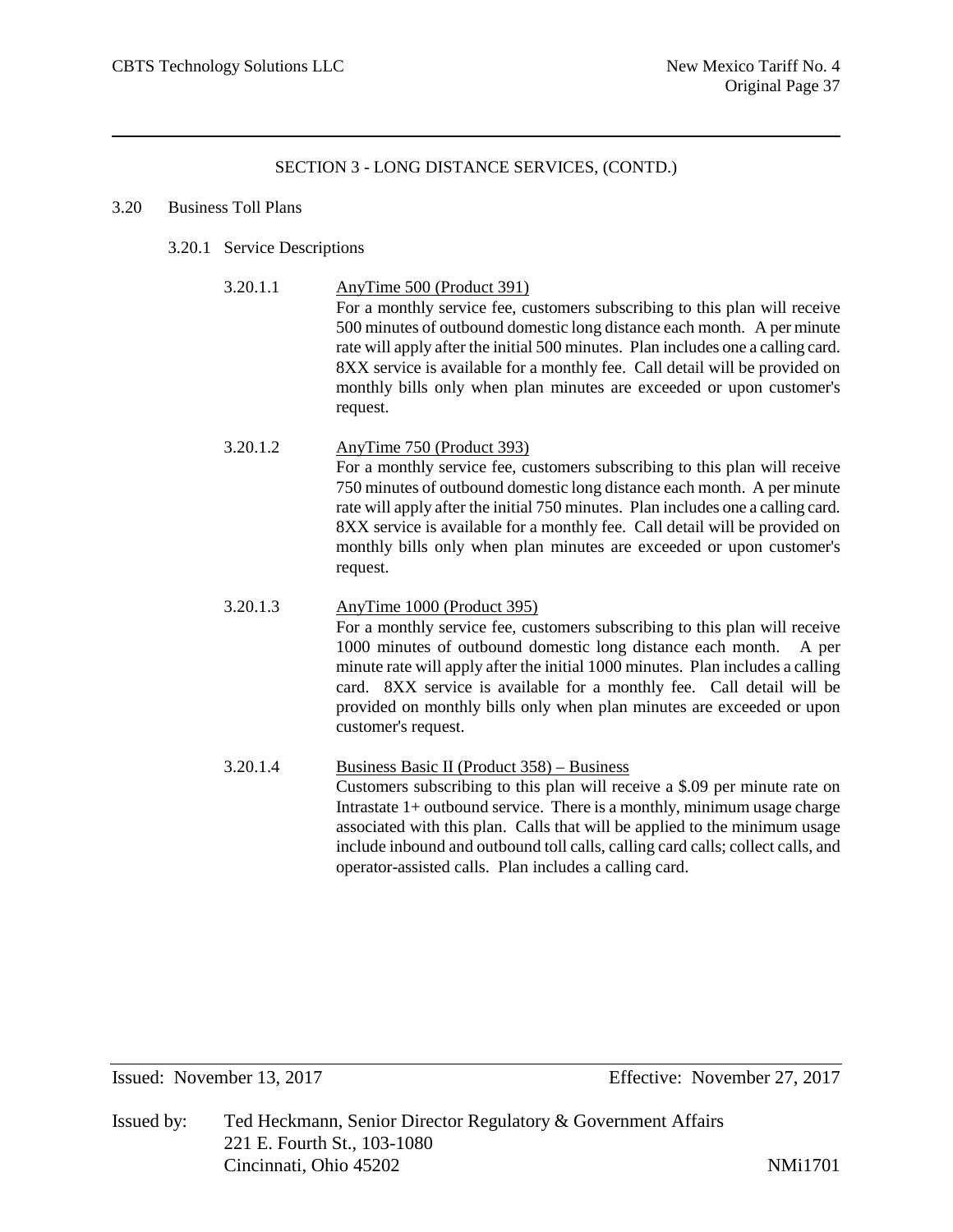## SECTION 3 - LONG DISTANCE SERVICES, (CONTD.)

### 3.20 Business Toll Plans

#### 3.20.1 Service Descriptions

3.20.1.1 AnyTime 500 (Product 391)

For a monthly service fee, customers subscribing to this plan will receive 500 minutes of outbound domestic long distance each month. A per minute rate will apply after the initial 500 minutes. Plan includes one a calling card. 8XX service is available for a monthly fee. Call detail will be provided on monthly bills only when plan minutes are exceeded or upon customer's request.

3.20.1.2 AnyTime 750 (Product 393)

For a monthly service fee, customers subscribing to this plan will receive 750 minutes of outbound domestic long distance each month. A per minute rate will apply after the initial 750 minutes. Plan includes one a calling card. 8XX service is available for a monthly fee. Call detail will be provided on monthly bills only when plan minutes are exceeded or upon customer's request.

3.20.1.3 AnyTime 1000 (Product 395)

For a monthly service fee, customers subscribing to this plan will receive 1000 minutes of outbound domestic long distance each month. A per minute rate will apply after the initial 1000 minutes. Plan includes a calling card. 8XX service is available for a monthly fee. Call detail will be provided on monthly bills only when plan minutes are exceeded or upon customer's request.

3.20.1.4 Business Basic II (Product 358) – Business

Customers subscribing to this plan will receive a $.09 per minute rate on Intrastate 1+ outbound service. There is a monthly, minimum usage charge associated with this plan. Calls that will be applied to the minimum usage include inbound and outbound toll calls, calling card calls; collect calls, and operator-assisted calls. Plan includes a calling card.

Issued: November 13, 2017 Effective: November 27, 2017

Issued by: Ted Heckmann, Senior Director Regulatory & Government Affairs
221 E. Fourth St., 103-1080
Cincinnati, Ohio 45202 NMi1701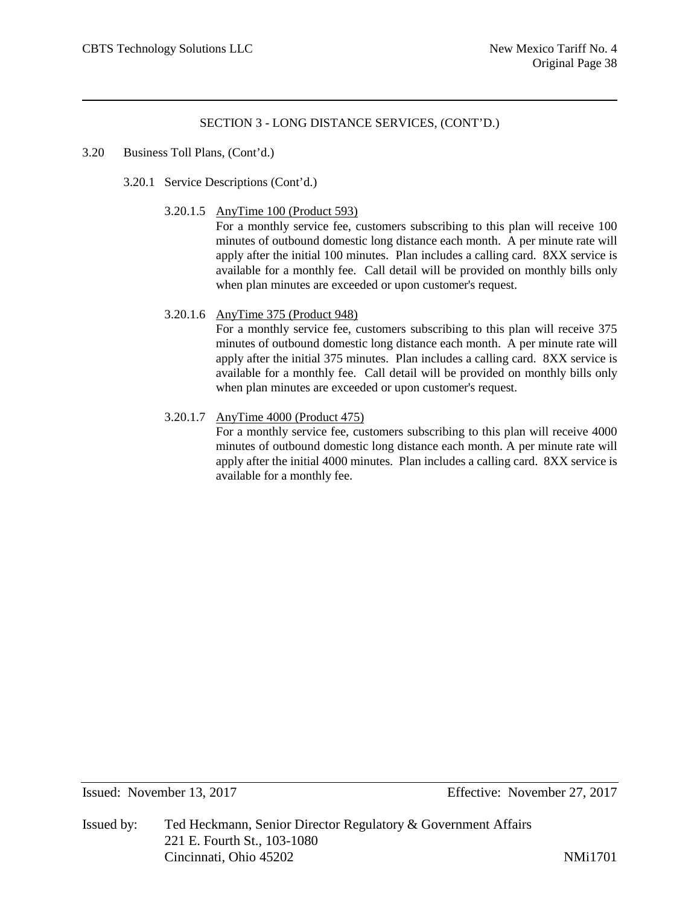## SECTION 3 - LONG DISTANCE SERVICES, (CONT'D.)

3.20 Business Toll Plans, (Cont'd.)

3.20.1 Service Descriptions (Cont'd.)

3.20.1.5 AnyTime 100 (Product 593)

For a monthly service fee, customers subscribing to this plan will receive 100 minutes of outbound domestic long distance each month. A per minute rate will apply after the initial 100 minutes. Plan includes a calling card. 8XX service is available for a monthly fee. Call detail will be provided on monthly bills only when plan minutes are exceeded or upon customer's request.

3.20.1.6 AnyTime 375 (Product 948)

For a monthly service fee, customers subscribing to this plan will receive 375 minutes of outbound domestic long distance each month. A per minute rate will apply after the initial 375 minutes. Plan includes a calling card. 8XX service is available for a monthly fee. Call detail will be provided on monthly bills only when plan minutes are exceeded or upon customer's request.

3.20.1.7 AnyTime 4000 (Product 475)

For a monthly service fee, customers subscribing to this plan will receive 4000 minutes of outbound domestic long distance each month. A per minute rate will apply after the initial 4000 minutes. Plan includes a calling card. 8XX service is available for a monthly fee.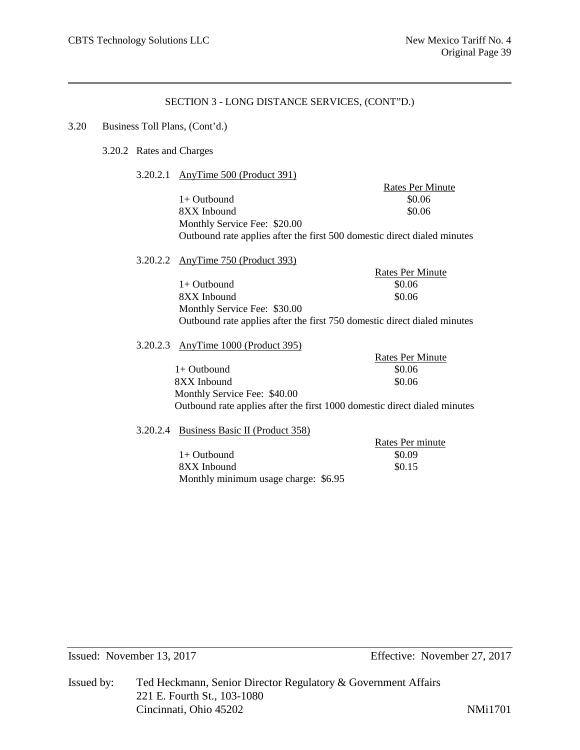SECTION 3 - LONG DISTANCE SERVICES, (CONT"D.)

3.20 Business Toll Plans, (Cont'd.)

3.20.2 Rates and Charges

3.20.2.1 AnyTime 500 (Product 391)

| | Rates Per Minute |
|---|---|
| 1+ Outbound | $0.06 |
| 8XX Inbound | $0.06 |

Monthly Service Fee: $20.00

Outbound rate applies after the first 500 domestic direct dialed minutes

3.20.2.2 AnyTime 750 (Product 393)

| | Rates Per Minute |
|---|---|
| 1+ Outbound | $0.06 |
| 8XX Inbound | $0.06 |

Monthly Service Fee: $30.00

Outbound rate applies after the first 750 domestic direct dialed minutes

3.20.2.3 AnyTime 1000 (Product 395)

| | Rates Per Minute |
|---|---|
| 1+ Outbound | $0.06 |
| 8XX Inbound | $0.06 |

Monthly Service Fee: $40.00

Outbound rate applies after the first 1000 domestic direct dialed minutes

3.20.2.4 Business Basic II (Product 358)

| | Rates Per minute |
|---|---|
| 1+ Outbound | $0.09 |
| 8XX Inbound | $0.15 |

Monthly minimum usage charge: $6.95

Issued: November 13, 2017 Effective: November 27, 2017

Issued by: Ted Heckmann, Senior Director Regulatory & Government Affairs
221 E. Fourth St., 103-1080
Cincinnati, Ohio 45202 NMi1701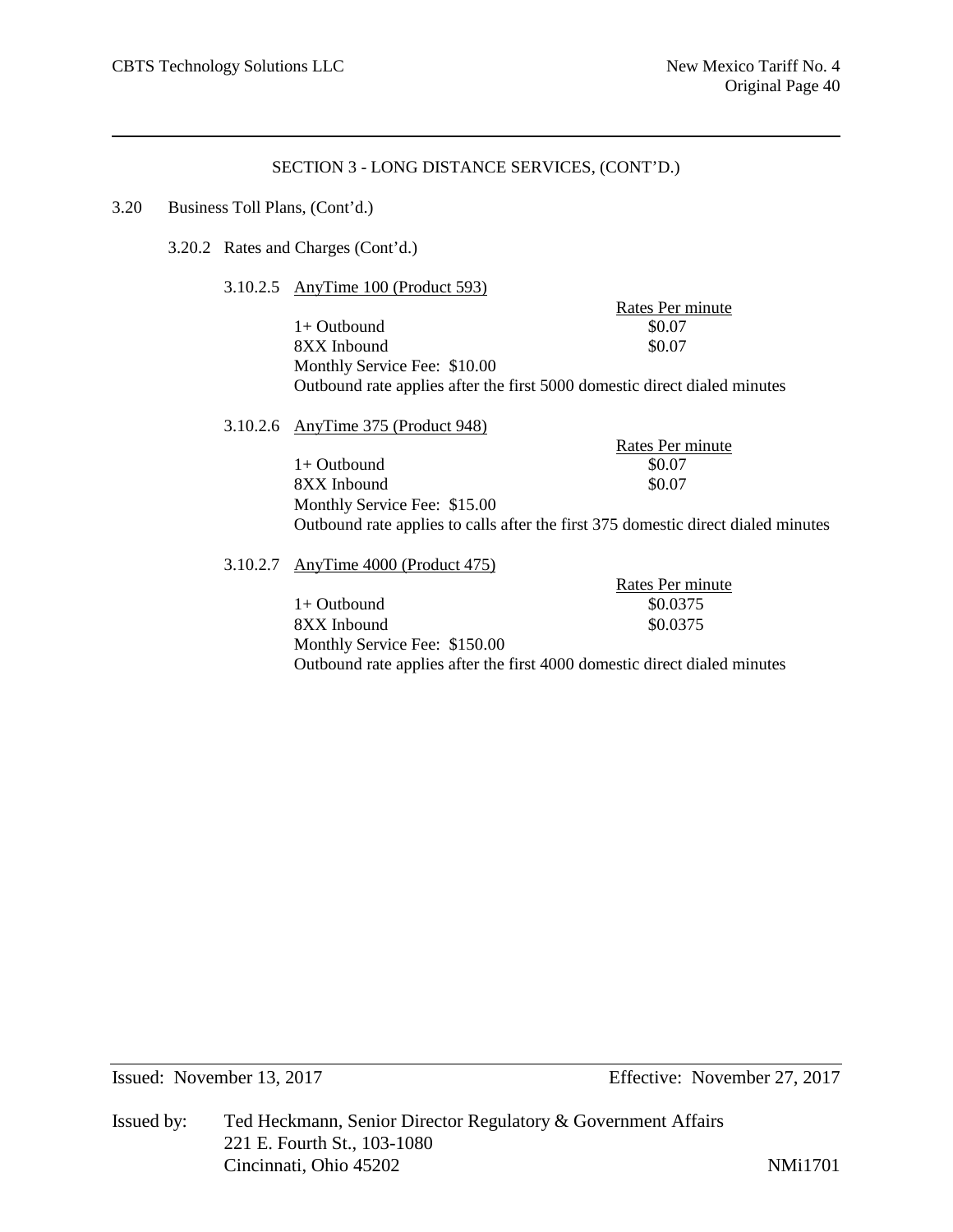SECTION 3 - LONG DISTANCE SERVICES, (CONT'D.)

3.20 Business Toll Plans, (Cont'd.)

3.20.2 Rates and Charges (Cont'd.)

3.10.2.5 AnyTime 100 (Product 593)

| | Rates Per minute |
|---|---|
| 1+ Outbound | $0.07 |
| 8XX Inbound | $0.07 |

Monthly Service Fee: $10.00

Outbound rate applies after the first 5000 domestic direct dialed minutes

3.10.2.6 AnyTime 375 (Product 948)

| | Rates Per minute |
|---|---|
| 1+ Outbound | $0.07 |
| 8XX Inbound | $0.07 |

Monthly Service Fee: $15.00

Outbound rate applies to calls after the first 375 domestic direct dialed minutes

3.10.2.7 AnyTime 4000 (Product 475)

| | Rates Per minute |
|---|---|
| 1+ Outbound | $0.0375 |
| 8XX Inbound | $0.0375 |

Monthly Service Fee: $150.00

Outbound rate applies after the first 4000 domestic direct dialed minutes

Issued: November 13, 2017 Effective: November 27, 2017

Issued by: Ted Heckmann, Senior Director Regulatory & Government Affairs
221 E. Fourth St., 103-1080
Cincinnati, Ohio 45202 NMi1701